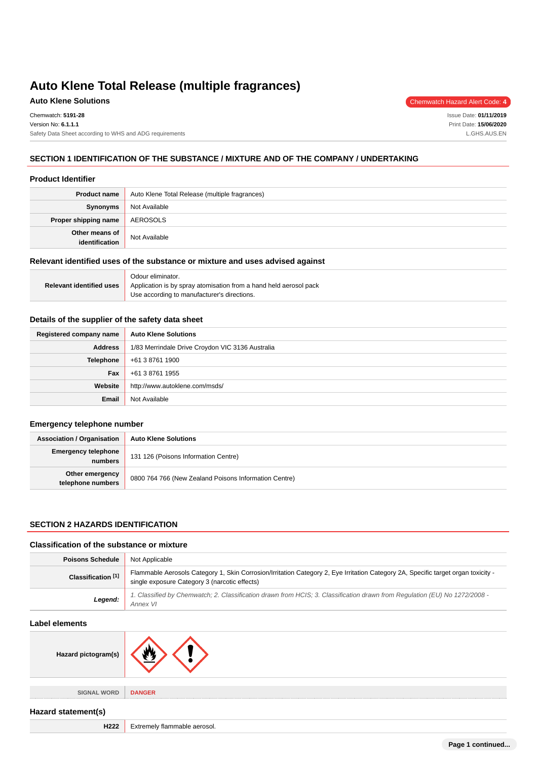# Auto Klene Total Release (multiple fragrances)

**Auto Klene Solutions**

Chemwatch Hazard Alert Code: 4

Chemwatch: **5191-28**
Version No: **6.1.1.1**
Safety Data Sheet according to WHS and ADG requirements

Issue Date: **01/11/2019**
Print Date: **15/06/2020**
L.GHS.AUS.EN

## SECTION 1 IDENTIFICATION OF THE SUBSTANCE / MIXTURE AND OF THE COMPANY / UNDERTAKING

### Product Identifier

| | |
|---|---|
| **Product name** | Auto Klene Total Release (multiple fragrances) |
| **Synonyms** | Not Available |
| **Proper shipping name** | AEROSOLS |
| **Other means of identification** | Not Available |

### Relevant identified uses of the substance or mixture and uses advised against

| | |
|---|---|
| **Relevant identified uses** | Odour eliminator.<br>Application is by spray atomisation from a hand held aerosol pack<br>Use according to manufacturer's directions. |

### Details of the supplier of the safety data sheet

| | |
|---|---|
| **Registered company name** | **Auto Klene Solutions** |
| **Address** | 1/83 Merrindale Drive Croydon VIC 3136 Australia |
| **Telephone** | +61 3 8761 1900 |
| **Fax** | +61 3 8761 1955 |
| **Website** | http://www.autoklene.com/msds/ |
| **Email** | Not Available |

### Emergency telephone number

| | |
|---|---|
| **Association / Organisation** | **Auto Klene Solutions** |
| **Emergency telephone numbers** | 131 126 (Poisons Information Centre) |
| **Other emergency telephone numbers** | 0800 764 766 (New Zealand Poisons Information Centre) |

## SECTION 2 HAZARDS IDENTIFICATION

### Classification of the substance or mixture

| | |
|---|---|
| **Poisons Schedule** | Not Applicable |
| **Classification [1]** | Flammable Aerosols Category 1, Skin Corrosion/Irritation Category 2, Eye Irritation Category 2A, Specific target organ toxicity - single exposure Category 3 (narcotic effects) |
| ***Legend:*** | *1. Classified by Chemwatch; 2. Classification drawn from HCIS; 3. Classification drawn from Regulation (EU) No 1272/2008 - Annex VI* |

### Label elements

| | |
|---|---|
| **Hazard pictogram(s)** | |
| **SIGNAL WORD** | **DANGER** |

### Hazard statement(s)

| | |
|---|---|
| **H222** | Extremely flammable aerosol. |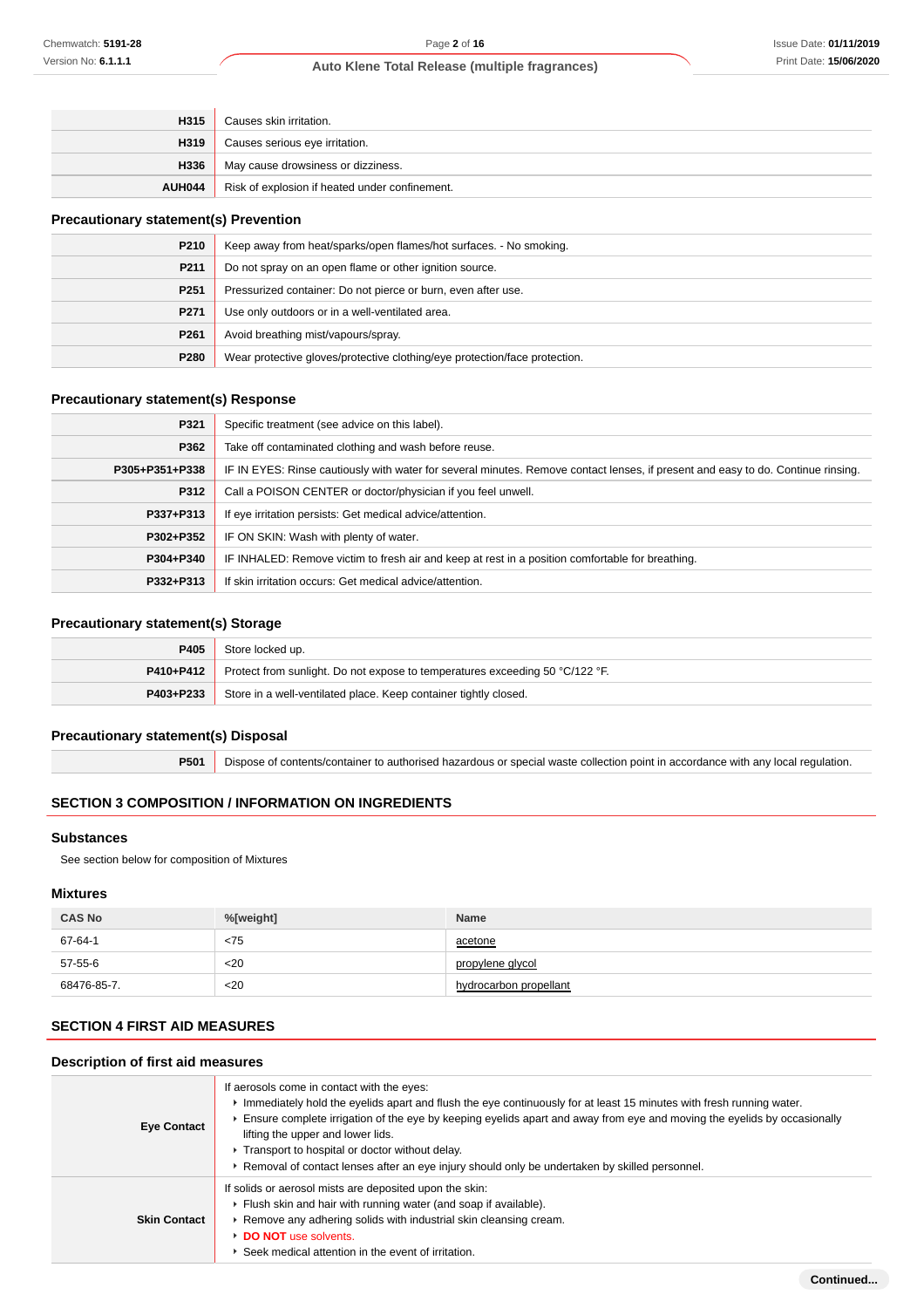| | |
|---|---|
| **H315** | Causes skin irritation. |
| **H319** | Causes serious eye irritation. |
| **H336** | May cause drowsiness or dizziness. |
| **AUH044** | Risk of explosion if heated under confinement. |

### Precautionary statement(s) Prevention

| | |
|---|---|
| **P210** | Keep away from heat/sparks/open flames/hot surfaces. - No smoking. |
| **P211** | Do not spray on an open flame or other ignition source. |
| **P251** | Pressurized container: Do not pierce or burn, even after use. |
| **P271** | Use only outdoors or in a well-ventilated area. |
| **P261** | Avoid breathing mist/vapours/spray. |
| **P280** | Wear protective gloves/protective clothing/eye protection/face protection. |

### Precautionary statement(s) Response

| | |
|---|---|
| **P321** | Specific treatment (see advice on this label). |
| **P362** | Take off contaminated clothing and wash before reuse. |
| **P305+P351+P338** | IF IN EYES: Rinse cautiously with water for several minutes. Remove contact lenses, if present and easy to do. Continue rinsing. |
| **P312** | Call a POISON CENTER or doctor/physician if you feel unwell. |
| **P337+P313** | If eye irritation persists: Get medical advice/attention. |
| **P302+P352** | IF ON SKIN: Wash with plenty of water. |
| **P304+P340** | IF INHALED: Remove victim to fresh air and keep at rest in a position comfortable for breathing. |
| **P332+P313** | If skin irritation occurs: Get medical advice/attention. |

### Precautionary statement(s) Storage

| | |
|---|---|
| **P405** | Store locked up. |
| **P410+P412** | Protect from sunlight. Do not expose to temperatures exceeding 50 °C/122 °F. |
| **P403+P233** | Store in a well-ventilated place. Keep container tightly closed. |

### Precautionary statement(s) Disposal

| | |
|---|---|
| **P501** | Dispose of contents/container to authorised hazardous or special waste collection point in accordance with any local regulation. |

## SECTION 3 COMPOSITION / INFORMATION ON INGREDIENTS

### Substances

See section below for composition of Mixtures

### Mixtures

| CAS No | %[weight] | Name |
|---|---|---|
| 67-64-1 | <75 | acetone |
| 57-55-6 | <20 | propylene glycol |
| 68476-85-7. | <20 | hydrocarbon propellant |

## SECTION 4 FIRST AID MEASURES

### Description of first aid measures

| | |
|---|---|
| **Eye Contact** | If aerosols come in contact with the eyes:<br>- Immediately hold the eyelids apart and flush the eye continuously for at least 15 minutes with fresh running water.<br>- Ensure complete irrigation of the eye by keeping eyelids apart and away from eye and moving the eyelids by occasionally lifting the upper and lower lids.<br>- Transport to hospital or doctor without delay.<br>- Removal of contact lenses after an eye injury should only be undertaken by skilled personnel. |
| **Skin Contact** | If solids or aerosol mists are deposited upon the skin:<br>- Flush skin and hair with running water (and soap if available).<br>- Remove any adhering solids with industrial skin cleansing cream.<br>- **DO NOT** use solvents.<br>- Seek medical attention in the event of irritation. |

Continued...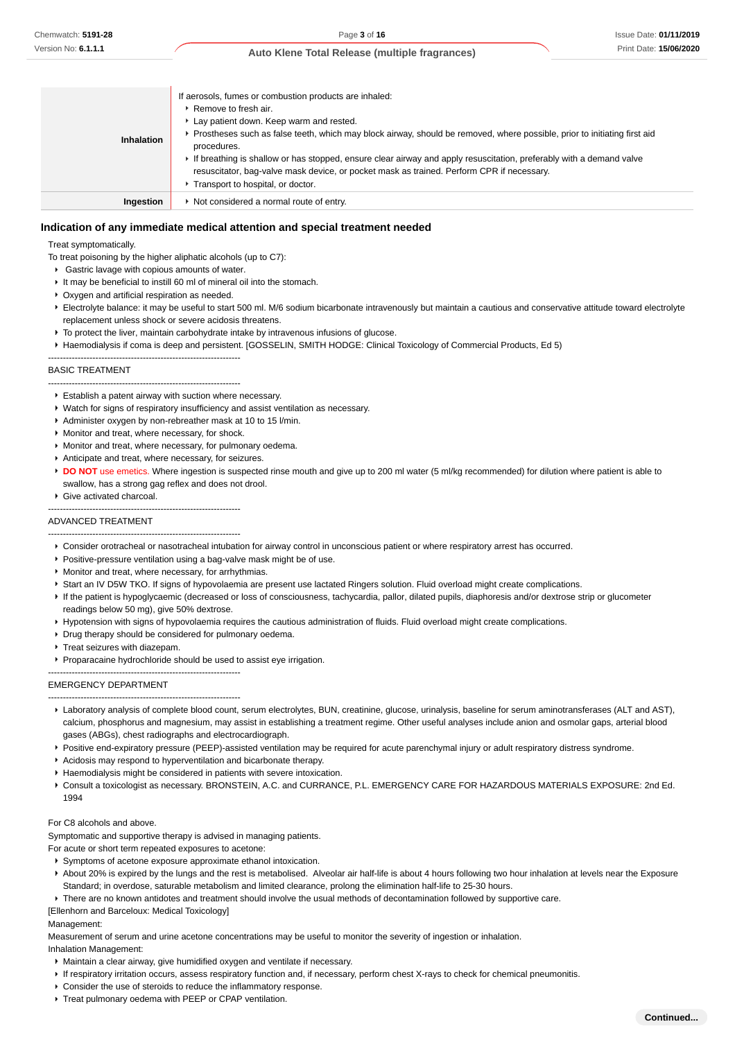| | |
|---|---|
| **Inhalation** | If aerosols, fumes or combustion products are inhaled:<br>▸ Remove to fresh air.<br>▸ Lay patient down. Keep warm and rested.<br>▸ Prostheses such as false teeth, which may block airway, should be removed, where possible, prior to initiating first aid procedures.<br>▸ If breathing is shallow or has stopped, ensure clear airway and apply resuscitation, preferably with a demand valve resuscitator, bag-valve mask device, or pocket mask as trained. Perform CPR if necessary.<br>▸ Transport to hospital, or doctor. |
| **Ingestion** | ▸ Not considered a normal route of entry. |

## Indication of any immediate medical attention and special treatment needed

Treat symptomatically.

To treat poisoning by the higher aliphatic alcohols (up to C7):

- Gastric lavage with copious amounts of water.
- It may be beneficial to instill 60 ml of mineral oil into the stomach.
- Oxygen and artificial respiration as needed.
- Electrolyte balance: it may be useful to start 500 ml. M/6 sodium bicarbonate intravenously but maintain a cautious and conservative attitude toward electrolyte replacement unless shock or severe acidosis threatens.
- To protect the liver, maintain carbohydrate intake by intravenous infusions of glucose.
- Haemodialysis if coma is deep and persistent. [GOSSELIN, SMITH HODGE: Clinical Toxicology of Commercial Products, Ed 5)

--------------------------------------------------------------

BASIC TREATMENT

--------------------------------------------------------------

- Establish a patent airway with suction where necessary.
- Watch for signs of respiratory insufficiency and assist ventilation as necessary.
- Administer oxygen by non-rebreather mask at 10 to 15 l/min.
- Monitor and treat, where necessary, for shock.
- Monitor and treat, where necessary, for pulmonary oedema.
- Anticipate and treat, where necessary, for seizures.
- **DO NOT** use emetics. Where ingestion is suspected rinse mouth and give up to 200 ml water (5 ml/kg recommended) for dilution where patient is able to swallow, has a strong gag reflex and does not drool.
- Give activated charcoal.

--------------------------------------------------------------

ADVANCED TREATMENT

--------------------------------------------------------------

- Consider orotracheal or nasotracheal intubation for airway control in unconscious patient or where respiratory arrest has occurred.
- Positive-pressure ventilation using a bag-valve mask might be of use.
- Monitor and treat, where necessary, for arrhythmias.
- Start an IV D5W TKO. If signs of hypovolaemia are present use lactated Ringers solution. Fluid overload might create complications.
- If the patient is hypoglycaemic (decreased or loss of consciousness, tachycardia, pallor, dilated pupils, diaphoresis and/or dextrose strip or glucometer readings below 50 mg), give 50% dextrose.
- Hypotension with signs of hypovolaemia requires the cautious administration of fluids. Fluid overload might create complications.
- Drug therapy should be considered for pulmonary oedema.
- Treat seizures with diazepam.
- Proparacaine hydrochloride should be used to assist eye irrigation.

--------------------------------------------------------------

EMERGENCY DEPARTMENT

--------------------------------------------------------------

- Laboratory analysis of complete blood count, serum electrolytes, BUN, creatinine, glucose, urinalysis, baseline for serum aminotransferases (ALT and AST), calcium, phosphorus and magnesium, may assist in establishing a treatment regime. Other useful analyses include anion and osmolar gaps, arterial blood gases (ABGs), chest radiographs and electrocardiograph.
- Positive end-expiratory pressure (PEEP)-assisted ventilation may be required for acute parenchymal injury or adult respiratory distress syndrome.
- Acidosis may respond to hyperventilation and bicarbonate therapy.
- Haemodialysis might be considered in patients with severe intoxication.
- Consult a toxicologist as necessary. BRONSTEIN, A.C. and CURRANCE, P.L. EMERGENCY CARE FOR HAZARDOUS MATERIALS EXPOSURE: 2nd Ed. 1994

For C8 alcohols and above.

Symptomatic and supportive therapy is advised in managing patients.

For acute or short term repeated exposures to acetone:

- Symptoms of acetone exposure approximate ethanol intoxication.
- About 20% is expired by the lungs and the rest is metabolised. Alveolar air half-life is about 4 hours following two hour inhalation at levels near the Exposure Standard; in overdose, saturable metabolism and limited clearance, prolong the elimination half-life to 25-30 hours.
- There are no known antidotes and treatment should involve the usual methods of decontamination followed by supportive care.

[Ellenhorn and Barceloux: Medical Toxicology]

Management:

Measurement of serum and urine acetone concentrations may be useful to monitor the severity of ingestion or inhalation.

Inhalation Management:

- Maintain a clear airway, give humidified oxygen and ventilate if necessary.
- If respiratory irritation occurs, assess respiratory function and, if necessary, perform chest X-rays to check for chemical pneumonitis.
- Consider the use of steroids to reduce the inflammatory response.
- Treat pulmonary oedema with PEEP or CPAP ventilation.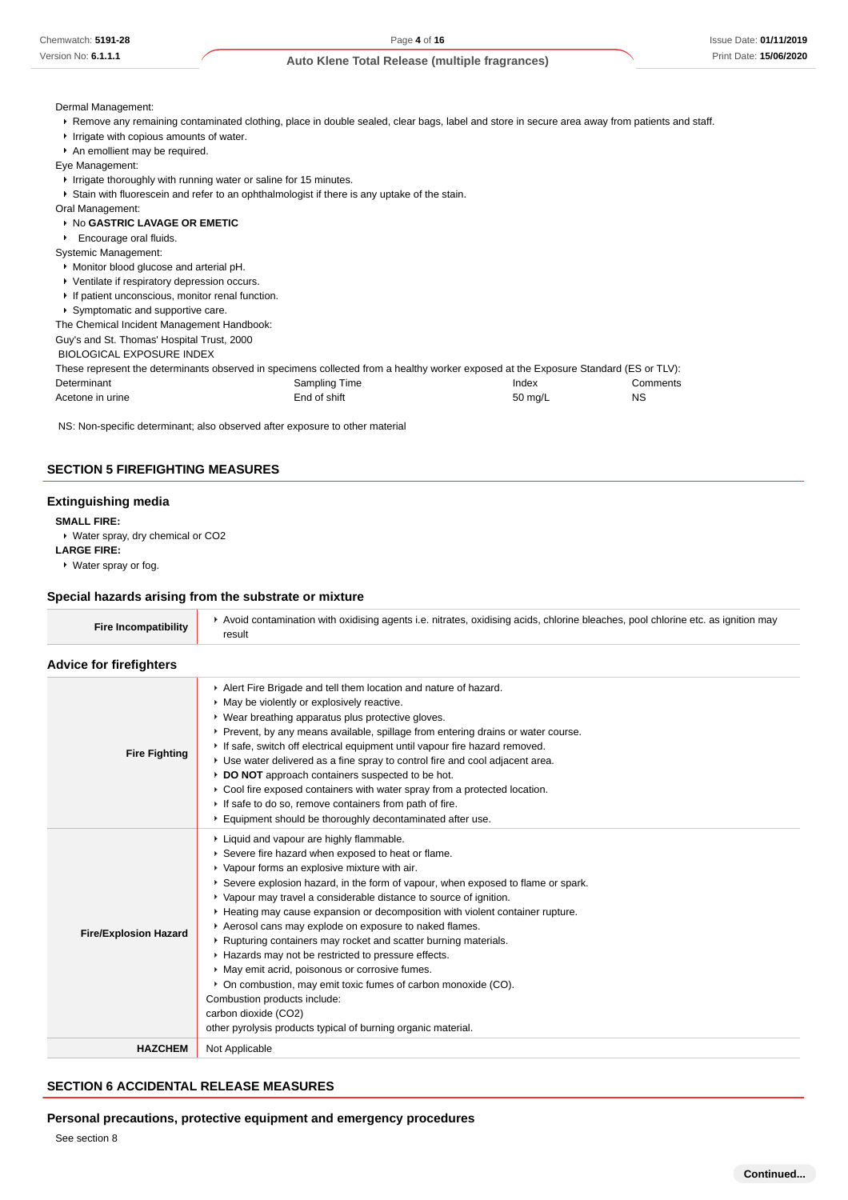Dermal Management:

- Remove any remaining contaminated clothing, place in double sealed, clear bags, label and store in secure area away from patients and staff.
- Irrigate with copious amounts of water.
- An emollient may be required.

Eye Management:

- Irrigate thoroughly with running water or saline for 15 minutes.
- Stain with fluorescein and refer to an ophthalmologist if there is any uptake of the stain.

Oral Management:

- No **GASTRIC LAVAGE OR EMETIC**
- Encourage oral fluids.

Systemic Management:

- Monitor blood glucose and arterial pH.
- Ventilate if respiratory depression occurs.
- If patient unconscious, monitor renal function.
- Symptomatic and supportive care.

The Chemical Incident Management Handbook:
Guy's and St. Thomas' Hospital Trust, 2000

BIOLOGICAL EXPOSURE INDEX

These represent the determinants observed in specimens collected from a healthy worker exposed at the Exposure Standard (ES or TLV):

| Determinant | Sampling Time | Index | Comments |
|---|---|---|---|
| Acetone in urine | End of shift | 50 mg/L | NS |

NS: Non-specific determinant; also observed after exposure to other material

## SECTION 5 FIREFIGHTING MEASURES

### Extinguishing media

**SMALL FIRE:**

- Water spray, dry chemical or $CO_2$

**LARGE FIRE:**

- Water spray or fog.

### Special hazards arising from the substrate or mixture

| | |
|---|---|
| **Fire Incompatibility** | Avoid contamination with oxidising agents i.e. nitrates, oxidising acids, chlorine bleaches, pool chlorine etc. as ignition may result |

### Advice for firefighters

| | |
|---|---|
| **Fire Fighting** | Alert Fire Brigade and tell them location and nature of hazard.<br>May be violently or explosively reactive.<br>Wear breathing apparatus plus protective gloves.<br>Prevent, by any means available, spillage from entering drains or water course.<br>If safe, switch off electrical equipment until vapour fire hazard removed.<br>Use water delivered as a fine spray to control fire and cool adjacent area.<br>**DO NOT** approach containers suspected to be hot.<br>Cool fire exposed containers with water spray from a protected location.<br>If safe to do so, remove containers from path of fire.<br>Equipment should be thoroughly decontaminated after use. |
| **Fire/Explosion Hazard** | Liquid and vapour are highly flammable.<br>Severe fire hazard when exposed to heat or flame.<br>Vapour forms an explosive mixture with air.<br>Severe explosion hazard, in the form of vapour, when exposed to flame or spark.<br>Vapour may travel a considerable distance to source of ignition.<br>Heating may cause expansion or decomposition with violent container rupture.<br>Aerosol cans may explode on exposure to naked flames.<br>Rupturing containers may rocket and scatter burning materials.<br>Hazards may not be restricted to pressure effects.<br>May emit acrid, poisonous or corrosive fumes.<br>On combustion, may emit toxic fumes of carbon monoxide (CO).<br>Combustion products include:<br>carbon dioxide ($CO_2$)<br>other pyrolysis products typical of burning organic material. |
| **HAZCHEM** | Not Applicable |

## SECTION 6 ACCIDENTAL RELEASE MEASURES

### Personal precautions, protective equipment and emergency procedures

See section 8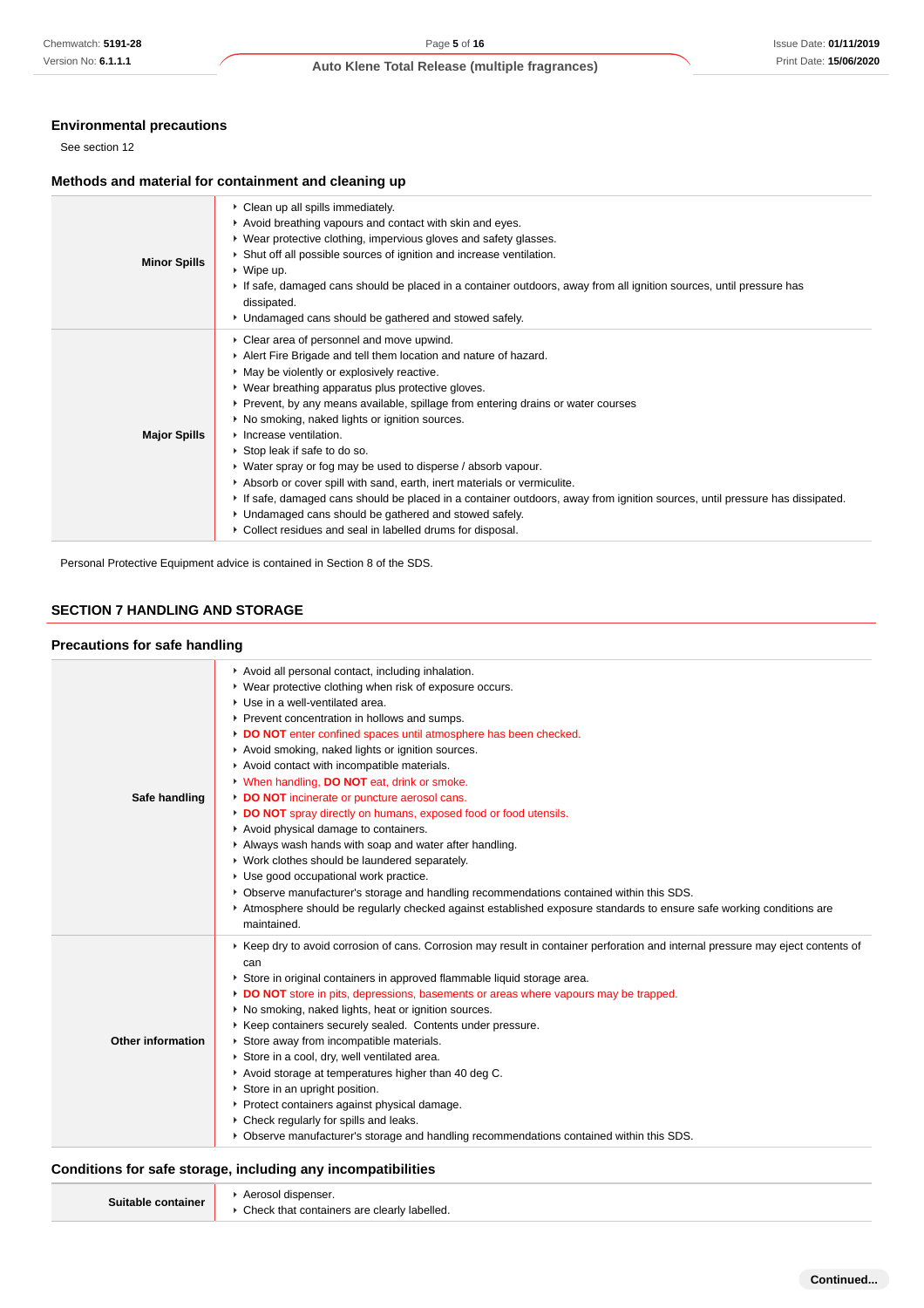### Environmental precautions

See section 12

### Methods and material for containment and cleaning up

| | |
|---|---|
| **Minor Spills** | • Clean up all spills immediately.<br>• Avoid breathing vapours and contact with skin and eyes.<br>• Wear protective clothing, impervious gloves and safety glasses.<br>• Shut off all possible sources of ignition and increase ventilation.<br>• Wipe up.<br>• If safe, damaged cans should be placed in a container outdoors, away from all ignition sources, until pressure has dissipated.<br>• Undamaged cans should be gathered and stowed safely. |
| **Major Spills** | • Clear area of personnel and move upwind.<br>• Alert Fire Brigade and tell them location and nature of hazard.<br>• May be violently or explosively reactive.<br>• Wear breathing apparatus plus protective gloves.<br>• Prevent, by any means available, spillage from entering drains or water courses<br>• No smoking, naked lights or ignition sources.<br>• Increase ventilation.<br>• Stop leak if safe to do so.<br>• Water spray or fog may be used to disperse / absorb vapour.<br>• Absorb or cover spill with sand, earth, inert materials or vermiculite.<br>• If safe, damaged cans should be placed in a container outdoors, away from ignition sources, until pressure has dissipated.<br>• Undamaged cans should be gathered and stowed safely.<br>• Collect residues and seal in labelled drums for disposal. |

Personal Protective Equipment advice is contained in Section 8 of the SDS.

## SECTION 7 HANDLING AND STORAGE

### Precautions for safe handling

| | |
|---|---|
| **Safe handling** | • Avoid all personal contact, including inhalation.<br>• Wear protective clothing when risk of exposure occurs.<br>• Use in a well-ventilated area.<br>• Prevent concentration in hollows and sumps.<br>• **DO NOT** enter confined spaces until atmosphere has been checked.<br>• Avoid smoking, naked lights or ignition sources.<br>• Avoid contact with incompatible materials.<br>• When handling, **DO NOT** eat, drink or smoke.<br>• **DO NOT** incinerate or puncture aerosol cans.<br>• **DO NOT** spray directly on humans, exposed food or food utensils.<br>• Avoid physical damage to containers.<br>• Always wash hands with soap and water after handling.<br>• Work clothes should be laundered separately.<br>• Use good occupational work practice.<br>• Observe manufacturer's storage and handling recommendations contained within this SDS.<br>• Atmosphere should be regularly checked against established exposure standards to ensure safe working conditions are maintained. |
| **Other information** | • Keep dry to avoid corrosion of cans. Corrosion may result in container perforation and internal pressure may eject contents of can<br>• Store in original containers in approved flammable liquid storage area.<br>• **DO NOT** store in pits, depressions, basements or areas where vapours may be trapped.<br>• No smoking, naked lights, heat or ignition sources.<br>• Keep containers securely sealed. Contents under pressure.<br>• Store away from incompatible materials.<br>• Store in a cool, dry, well ventilated area.<br>• Avoid storage at temperatures higher than 40 deg C.<br>• Store in an upright position.<br>• Protect containers against physical damage.<br>• Check regularly for spills and leaks.<br>• Observe manufacturer's storage and handling recommendations contained within this SDS. |

### Conditions for safe storage, including any incompatibilities

| | |
|---|---|
| **Suitable container** | • Aerosol dispenser.<br>• Check that containers are clearly labelled. |

Continued...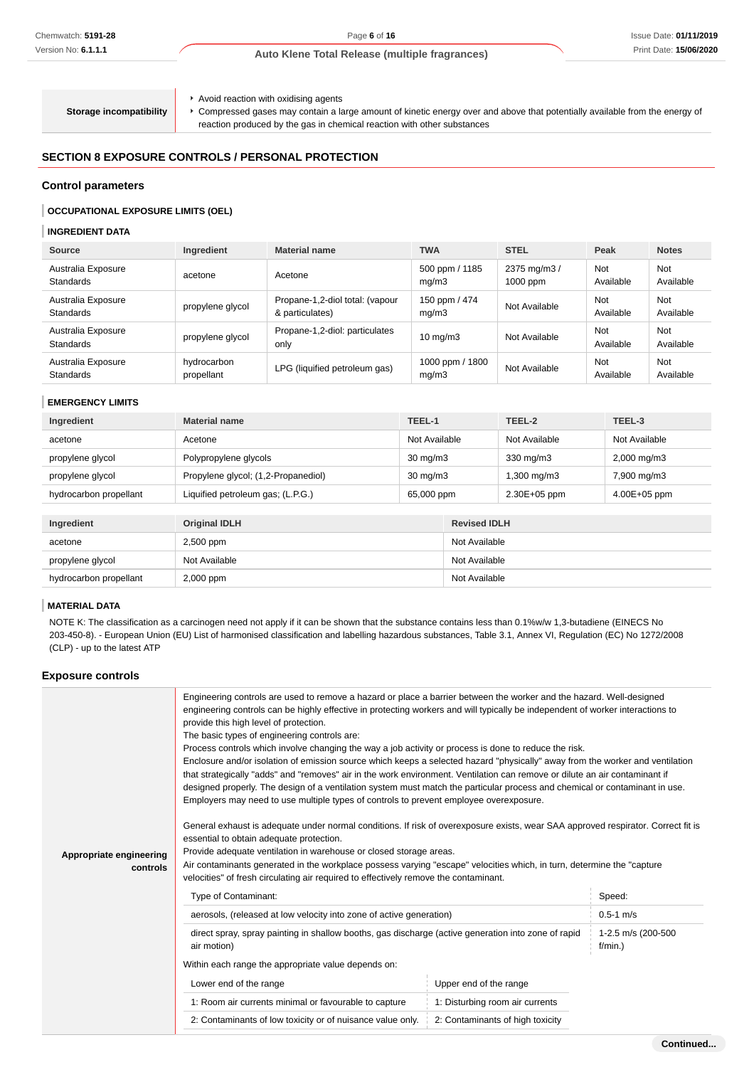| Storage incompatibility | - Avoid reaction with oxidising agents<br>- Compressed gases may contain a large amount of kinetic energy over and above that potentially available from the energy of reaction produced by the gas in chemical reaction with other substances |
|---|---|

## SECTION 8 EXPOSURE CONTROLS / PERSONAL PROTECTION

### Control parameters

#### OCCUPATIONAL EXPOSURE LIMITS (OEL)

#### INGREDIENT DATA

| Source | Ingredient | Material name | TWA | STEL | Peak | Notes |
|---|---|---|---|---|---|---|
| Australia Exposure Standards | acetone | Acetone | 500 ppm / 1185 mg/m3 | 2375 mg/m3 / 1000 ppm | Not Available | Not Available |
| Australia Exposure Standards | propylene glycol | Propane-1,2-diol total: (vapour & particulates) | 150 ppm / 474 mg/m3 | Not Available | Not Available | Not Available |
| Australia Exposure Standards | propylene glycol | Propane-1,2-diol: particulates only | 10 mg/m3 | Not Available | Not Available | Not Available |
| Australia Exposure Standards | hydrocarbon propellant | LPG (liquified petroleum gas) | 1000 ppm / 1800 mg/m3 | Not Available | Not Available | Not Available |

#### EMERGENCY LIMITS

| Ingredient | Material name | TEEL-1 | TEEL-2 | TEEL-3 |
|---|---|---|---|---|
| acetone | Acetone | Not Available | Not Available | Not Available |
| propylene glycol | Polypropylene glycols | 30 mg/m3 | 330 mg/m3 | 2,000 mg/m3 |
| propylene glycol | Propylene glycol; (1,2-Propanediol) | 30 mg/m3 | 1,300 mg/m3 | 7,900 mg/m3 |
| hydrocarbon propellant | Liquified petroleum gas; (L.P.G.) | 65,000 ppm | 2.30E+05 ppm | 4.00E+05 ppm |

| Ingredient | Original IDLH | Revised IDLH |
|---|---|---|
| acetone | 2,500 ppm | Not Available |
| propylene glycol | Not Available | Not Available |
| hydrocarbon propellant | 2,000 ppm | Not Available |

#### MATERIAL DATA

NOTE K: The classification as a carcinogen need not apply if it can be shown that the substance contains less than 0.1%w/w 1,3-butadiene (EINECS No 203-450-8). - European Union (EU) List of harmonised classification and labelling hazardous substances, Table 3.1, Annex VI, Regulation (EC) No 1272/2008 (CLP) - up to the latest ATP

### Exposure controls

**Appropriate engineering controls**

Engineering controls are used to remove a hazard or place a barrier between the worker and the hazard. Well-designed engineering controls can be highly effective in protecting workers and will typically be independent of worker interactions to provide this high level of protection.
The basic types of engineering controls are:
Process controls which involve changing the way a job activity or process is done to reduce the risk.
Enclosure and/or isolation of emission source which keeps a selected hazard "physically" away from the worker and ventilation that strategically "adds" and "removes" air in the work environment. Ventilation can remove or dilute an air contaminant if designed properly. The design of a ventilation system must match the particular process and chemical or contaminant in use.
Employers may need to use multiple types of controls to prevent employee overexposure.

General exhaust is adequate under normal conditions. If risk of overexposure exists, wear SAA approved respirator. Correct fit is essential to obtain adequate protection.
Provide adequate ventilation in warehouse or closed storage areas.
Air contaminants generated in the workplace possess varying "escape" velocities which, in turn, determine the "capture velocities" of fresh circulating air required to effectively remove the contaminant.

| Type of Contaminant: | Speed: |
|---|---|
| aerosols, (released at low velocity into zone of active generation) | 0.5-1 m/s |
| direct spray, spray painting in shallow booths, gas discharge (active generation into zone of rapid air motion) | 1-2.5 m/s (200-500 f/min.) |

Within each range the appropriate value depends on:

| Lower end of the range | Upper end of the range |
|---|---|
| 1: Room air currents minimal or favourable to capture | 1: Disturbing room air currents |
| 2: Contaminants of low toxicity or of nuisance value only. | 2: Contaminants of high toxicity |

Continued...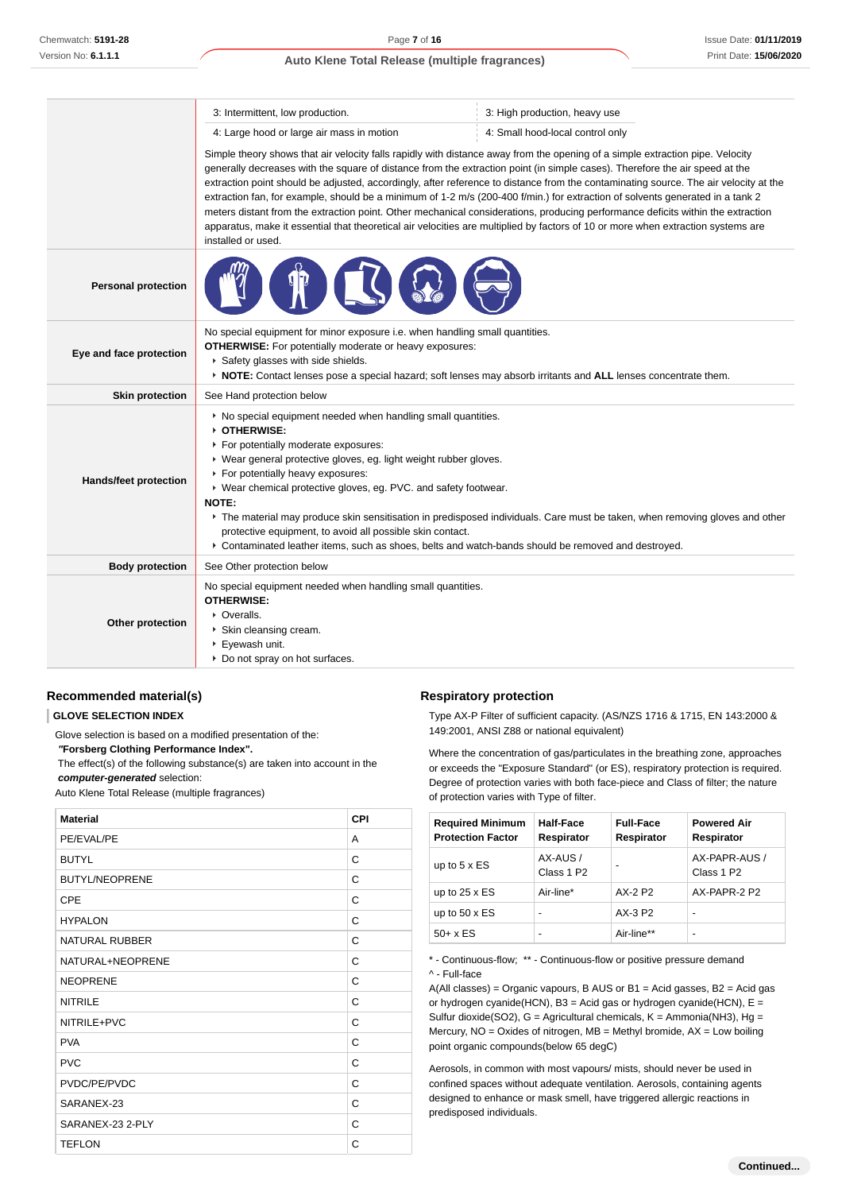| | | |
|---|---|---|
| | 3: Intermittent, low production. | 3: High production, heavy use |
| | 4: Large hood or large air mass in motion | 4: Small hood-local control only |
| | Simple theory shows that air velocity falls rapidly with distance away from the opening of a simple extraction pipe. Velocity generally decreases with the square of distance from the extraction point (in simple cases). Therefore the air speed at the extraction point should be adjusted, accordingly, after reference to distance from the contaminating source. The air velocity at the extraction fan, for example, should be a minimum of 1-2 m/s (200-400 f/min.) for extraction of solvents generated in a tank 2 meters distant from the extraction point. Other mechanical considerations, producing performance deficits within the extraction apparatus, make it essential that theoretical air velocities are multiplied by factors of 10 or more when extraction systems are installed or used. | |
| **Personal protection** | | |
| **Eye and face protection** | No special equipment for minor exposure i.e. when handling small quantities.<br>**OTHERWISE:** For potentially moderate or heavy exposures:<br>- Safety glasses with side shields.<br>- **NOTE:** Contact lenses pose a special hazard; soft lenses may absorb irritants and **ALL** lenses concentrate them. | |
| **Skin protection** | See Hand protection below | |
| **Hands/feet protection** | - No special equipment needed when handling small quantities.<br>- **OTHERWISE:**<br>- For potentially moderate exposures:<br>- Wear general protective gloves, eg. light weight rubber gloves.<br>- For potentially heavy exposures:<br>- Wear chemical protective gloves, eg. PVC. and safety footwear.<br>**NOTE:**<br>- The material may produce skin sensitisation in predisposed individuals. Care must be taken, when removing gloves and other protective equipment, to avoid all possible skin contact.<br>- Contaminated leather items, such as shoes, belts and watch-bands should be removed and destroyed. | |
| **Body protection** | See Other protection below | |
| **Other protection** | No special equipment needed when handling small quantities.<br>**OTHERWISE:**<br>- Overalls.<br>- Skin cleansing cream.<br>- Eyewash unit.<br>- Do not spray on hot surfaces. | |

## Recommended material(s)

**GLOVE SELECTION INDEX**

Glove selection is based on a modified presentation of the:
***"Forsberg Clothing Performance Index".***
The effect(s) of the following substance(s) are taken into account in the ***computer-generated*** selection:
Auto Klene Total Release (multiple fragrances)

| Material | CPI |
|---|---|
| PE/EVAL/PE | A |
| BUTYL | C |
| BUTYL/NEOPRENE | C |
| CPE | C |
| HYPALON | C |
| NATURAL RUBBER | C |
| NATURAL+NEOPRENE | C |
| NEOPRENE | C |
| NITRILE | C |
| NITRILE+PVC | C |
| PVA | C |
| PVC | C |
| PVDC/PE/PVDC | C |
| SARANEX-23 | C |
| SARANEX-23 2-PLY | C |
| TEFLON | C |

## Respiratory protection

Type AX-P Filter of sufficient capacity. (AS/NZS 1716 & 1715, EN 143:2000 & 149:2001, ANSI Z88 or national equivalent)

Where the concentration of gas/particulates in the breathing zone, approaches or exceeds the "Exposure Standard" (or ES), respiratory protection is required. Degree of protection varies with both face-piece and Class of filter; the nature of protection varies with Type of filter.

| Required Minimum Protection Factor | Half-Face Respirator | Full-Face Respirator | Powered Air Respirator |
|---|---|---|---|
| up to 5 x ES | AX-AUS / Class 1 P2 | - | AX-PAPR-AUS / Class 1 P2 |
| up to 25 x ES | Air-line* | AX-2 P2 | AX-PAPR-2 P2 |
| up to 50 x ES | - | AX-3 P2 | - |
| 50+ x ES | - | Air-line** | - |

* - Continuous-flow; ** - Continuous-flow or positive pressure demand
^ - Full-face
A(All classes) = Organic vapours, B AUS or B1 = Acid gasses, B2 = Acid gas or hydrogen cyanide(HCN), B3 = Acid gas or hydrogen cyanide(HCN), E = Sulfur dioxide($SO_2$), G = Agricultural chemicals, K = Ammonia($NH_3$), Hg = Mercury, NO = Oxides of nitrogen, MB = Methyl bromide, AX = Low boiling point organic compounds(below 65 degC)

Aerosols, in common with most vapours/ mists, should never be used in confined spaces without adequate ventilation. Aerosols, containing agents designed to enhance or mask smell, have triggered allergic reactions in predisposed individuals.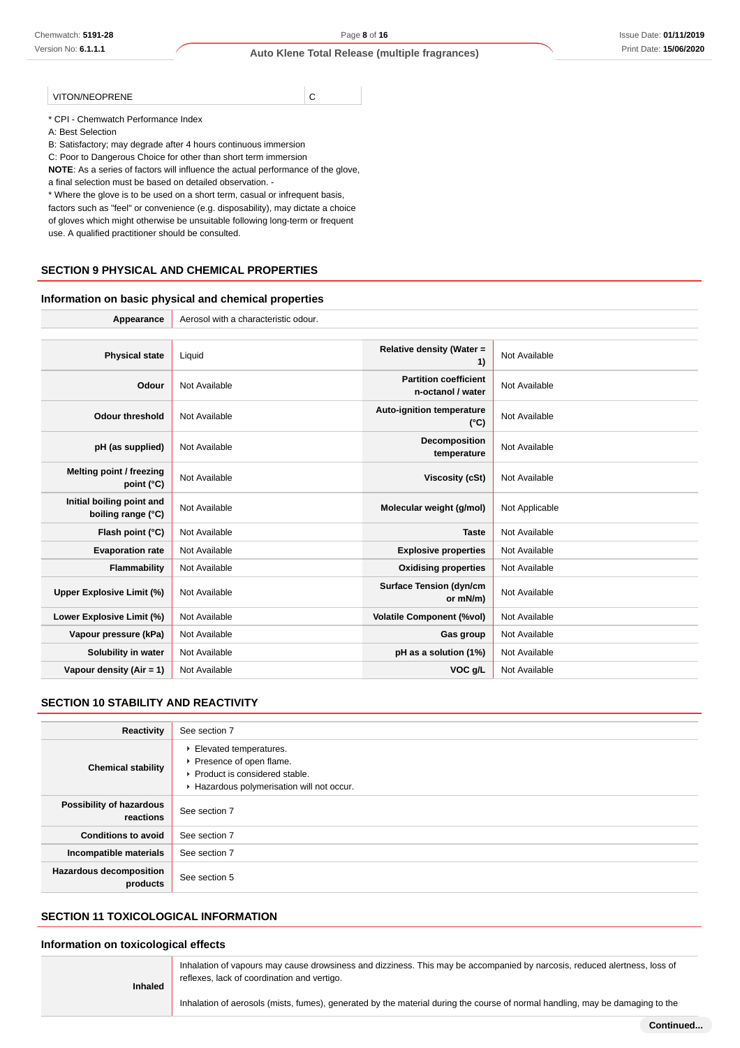| VITON/NEOPRENE | C |
|---|---|

* CPI - Chemwatch Performance Index
A: Best Selection
B: Satisfactory; may degrade after 4 hours continuous immersion
C: Poor to Dangerous Choice for other than short term immersion
**NOTE**: As a series of factors will influence the actual performance of the glove, a final selection must be based on detailed observation. -
* Where the glove is to be used on a short term, casual or infrequent basis, factors such as "feel" or convenience (e.g. disposability), may dictate a choice of gloves which might otherwise be unsuitable following long-term or frequent use. A qualified practitioner should be consulted.

## SECTION 9 PHYSICAL AND CHEMICAL PROPERTIES

### Information on basic physical and chemical properties

| **Appearance** | Aerosol with a characteristic odour. |
|---|---|

| | | | |
|---|---|---|---|
| **Physical state** | Liquid | **Relative density (Water = 1)** | Not Available |
| **Odour** | Not Available | **Partition coefficient n-octanol / water** | Not Available |
| **Odour threshold** | Not Available | **Auto-ignition temperature (°C)** | Not Available |
| **pH (as supplied)** | Not Available | **Decomposition temperature** | Not Available |
| **Melting point / freezing point (°C)** | Not Available | **Viscosity (cSt)** | Not Available |
| **Initial boiling point and boiling range (°C)** | Not Available | **Molecular weight (g/mol)** | Not Applicable |
| **Flash point (°C)** | Not Available | **Taste** | Not Available |
| **Evaporation rate** | Not Available | **Explosive properties** | Not Available |
| **Flammability** | Not Available | **Oxidising properties** | Not Available |
| **Upper Explosive Limit (%)** | Not Available | **Surface Tension (dyn/cm or mN/m)** | Not Available |
| **Lower Explosive Limit (%)** | Not Available | **Volatile Component (%vol)** | Not Available |
| **Vapour pressure (kPa)** | Not Available | **Gas group** | Not Available |
| **Solubility in water** | Not Available | **pH as a solution (1%)** | Not Available |
| **Vapour density (Air = 1)** | Not Available | **VOC g/L** | Not Available |

## SECTION 10 STABILITY AND REACTIVITY

| | |
|---|---|
| **Reactivity** | See section 7 |
| **Chemical stability** | ‣ Elevated temperatures.<br>‣ Presence of open flame.<br>‣ Product is considered stable.<br>‣ Hazardous polymerisation will not occur. |
| **Possibility of hazardous reactions** | See section 7 |
| **Conditions to avoid** | See section 7 |
| **Incompatible materials** | See section 7 |
| **Hazardous decomposition products** | See section 5 |

## SECTION 11 TOXICOLOGICAL INFORMATION

### Information on toxicological effects

| | |
|---|---|
| **Inhaled** | Inhalation of vapours may cause drowsiness and dizziness. This may be accompanied by narcosis, reduced alertness, loss of reflexes, lack of coordination and vertigo.<br><br>Inhalation of aerosols (mists, fumes), generated by the material during the course of normal handling, may be damaging to the |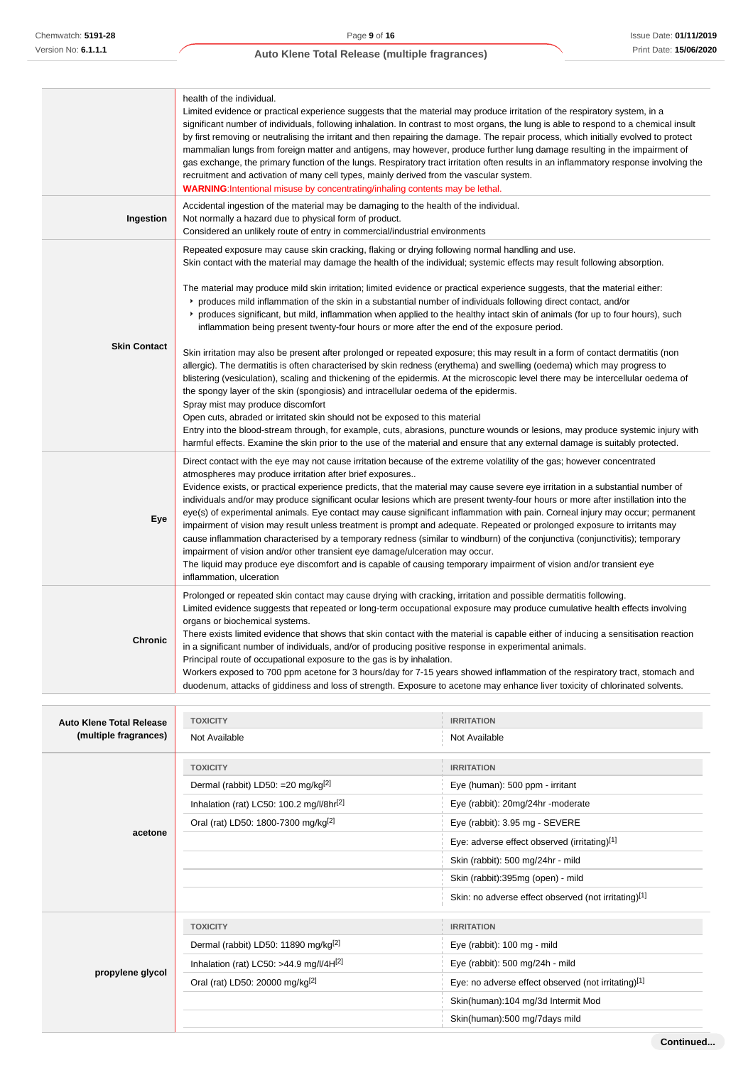| | |
|---|---|
| | health of the individual.<br>Limited evidence or practical experience suggests that the material may produce irritation of the respiratory system, in a significant number of individuals, following inhalation. In contrast to most organs, the lung is able to respond to a chemical insult by first removing or neutralising the irritant and then repairing the damage. The repair process, which initially evolved to protect mammalian lungs from foreign matter and antigens, may however, produce further lung damage resulting in the impairment of gas exchange, the primary function of the lungs. Respiratory tract irritation often results in an inflammatory response involving the recruitment and activation of many cell types, mainly derived from the vascular system.<br>**WARNING**:Intentional misuse by concentrating/inhaling contents may be lethal. |
| **Ingestion** | Accidental ingestion of the material may be damaging to the health of the individual.<br>Not normally a hazard due to physical form of product.<br>Considered an unlikely route of entry in commercial/industrial environments |
| **Skin Contact** | Repeated exposure may cause skin cracking, flaking or drying following normal handling and use.<br>Skin contact with the material may damage the health of the individual; systemic effects may result following absorption.<br><br>The material may produce mild skin irritation; limited evidence or practical experience suggests, that the material either:<br>‣ produces mild inflammation of the skin in a substantial number of individuals following direct contact, and/or<br>‣ produces significant, but mild, inflammation when applied to the healthy intact skin of animals (for up to four hours), such inflammation being present twenty-four hours or more after the end of the exposure period.<br><br>Skin irritation may also be present after prolonged or repeated exposure; this may result in a form of contact dermatitis (non allergic). The dermatitis is often characterised by skin redness (erythema) and swelling (oedema) which may progress to blistering (vesiculation), scaling and thickening of the epidermis. At the microscopic level there may be intercellular oedema of the spongy layer of the skin (spongiosis) and intracellular oedema of the epidermis.<br>Spray mist may produce discomfort<br>Open cuts, abraded or irritated skin should not be exposed to this material<br>Entry into the blood-stream through, for example, cuts, abrasions, puncture wounds or lesions, may produce systemic injury with harmful effects. Examine the skin prior to the use of the material and ensure that any external damage is suitably protected. |
| **Eye** | Direct contact with the eye may not cause irritation because of the extreme volatility of the gas; however concentrated atmospheres may produce irritation after brief exposures..<br>Evidence exists, or practical experience predicts, that the material may cause severe eye irritation in a substantial number of individuals and/or may produce significant ocular lesions which are present twenty-four hours or more after instillation into the eye(s) of experimental animals. Eye contact may cause significant inflammation with pain. Corneal injury may occur; permanent impairment of vision may result unless treatment is prompt and adequate. Repeated or prolonged exposure to irritants may cause inflammation characterised by a temporary redness (similar to windburn) of the conjunctiva (conjunctivitis); temporary impairment of vision and/or other transient eye damage/ulceration may occur.<br>The liquid may produce eye discomfort and is capable of causing temporary impairment of vision and/or transient eye inflammation, ulceration |
| **Chronic** | Prolonged or repeated skin contact may cause drying with cracking, irritation and possible dermatitis following.<br>Limited evidence suggests that repeated or long-term occupational exposure may produce cumulative health effects involving organs or biochemical systems.<br>There exists limited evidence that shows that skin contact with the material is capable either of inducing a sensitisation reaction in a significant number of individuals, and/or of producing positive response in experimental animals.<br>Principal route of occupational exposure to the gas is by inhalation.<br>Workers exposed to 700 ppm acetone for 3 hours/day for 7-15 years showed inflammation of the respiratory tract, stomach and duodenum, attacks of giddiness and loss of strength. Exposure to acetone may enhance liver toxicity of chlorinated solvents. |

| | TOXICITY | IRRITATION |
|---|---|---|
| **Auto Klene Total Release (multiple fragrances)** | Not Available | Not Available |

| | TOXICITY | IRRITATION |
|---|---|---|
| **acetone** | Dermal (rabbit) LD50: =20 mg/kg[2] | Eye (human): 500 ppm - irritant |
| | Inhalation (rat) LC50: 100.2 mg/l/8hr[2] | Eye (rabbit): 20mg/24hr -moderate |
| | Oral (rat) LD50: 1800-7300 mg/kg[2] | Eye (rabbit): 3.95 mg - SEVERE |
| | | Eye: adverse effect observed (irritating)[1] |
| | | Skin (rabbit): 500 mg/24hr - mild |
| | | Skin (rabbit):395mg (open) - mild |
| | | Skin: no adverse effect observed (not irritating)[1] |

| | TOXICITY | IRRITATION |
|---|---|---|
| **propylene glycol** | Dermal (rabbit) LD50: 11890 mg/kg[2] | Eye (rabbit): 100 mg - mild |
| | Inhalation (rat) LC50: >44.9 mg/l/4H[2] | Eye (rabbit): 500 mg/24h - mild |
| | Oral (rat) LD50: 20000 mg/kg[2] | Eye: no adverse effect observed (not irritating)[1] |
| | | Skin(human):104 mg/3d Intermit Mod |
| | | Skin(human):500 mg/7days mild |

**Continued...**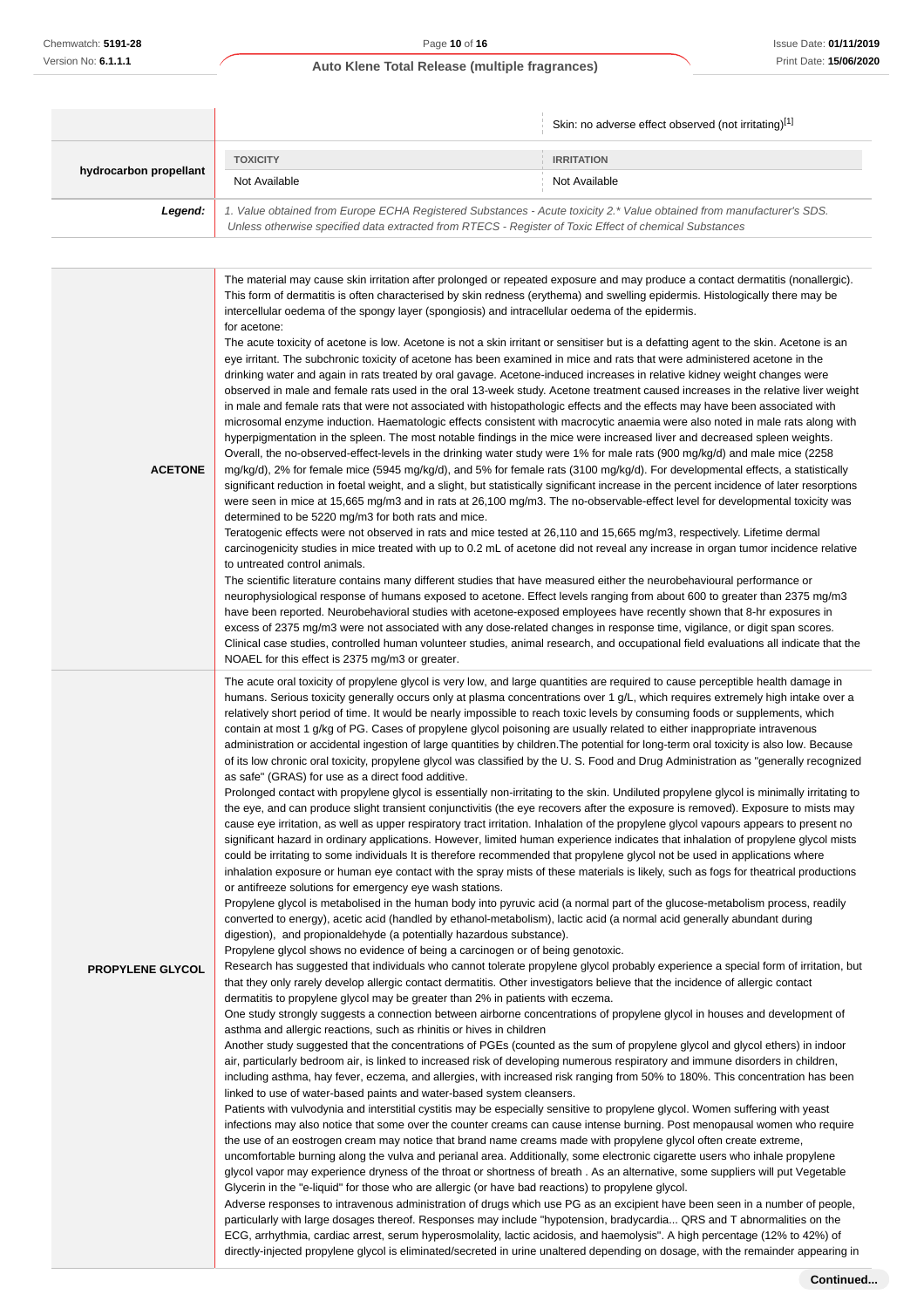| | | Skin: no adverse effect observed (not irritating)[1] |
|---|---|---|
| **hydrocarbon propellant** | **TOXICITY** | **IRRITATION** |
| | Not Available | Not Available |
| ***Legend:*** | *1. Value obtained from Europe ECHA Registered Substances - Acute toxicity 2.* Value obtained from manufacturer's SDS. Unless otherwise specified data extracted from RTECS - Register of Toxic Effect of chemical Substances* | |

| | |
|---|---|
| **ACETONE** | The material may cause skin irritation after prolonged or repeated exposure and may produce a contact dermatitis (nonallergic). This form of dermatitis is often characterised by skin redness (erythema) and swelling epidermis. Histologically there may be intercellular oedema of the spongy layer (spongiosis) and intracellular oedema of the epidermis.<br>for acetone:<br>The acute toxicity of acetone is low. Acetone is not a skin irritant or sensitiser but is a defatting agent to the skin. Acetone is an eye irritant. The subchronic toxicity of acetone has been examined in mice and rats that were administered acetone in the drinking water and again in rats treated by oral gavage. Acetone-induced increases in relative kidney weight changes were observed in male and female rats used in the oral 13-week study. Acetone treatment caused increases in the relative liver weight in male and female rats that were not associated with histopathologic effects and the effects may have been associated with microsomal enzyme induction. Haematologic effects consistent with macrocytic anaemia were also noted in male rats along with hyperpigmentation in the spleen. The most notable findings in the mice were increased liver and decreased spleen weights. Overall, the no-observed-effect-levels in the drinking water study were 1% for male rats (900 mg/kg/d) and male mice (2258 mg/kg/d), 2% for female mice (5945 mg/kg/d), and 5% for female rats (3100 mg/kg/d). For developmental effects, a statistically significant reduction in foetal weight, and a slight, but statistically significant increase in the percent incidence of later resorptions were seen in mice at 15,665 mg/m3 and in rats at 26,100 mg/m3. The no-observable-effect level for developmental toxicity was determined to be 5220 mg/m3 for both rats and mice.<br>Teratogenic effects were not observed in rats and mice tested at 26,110 and 15,665 mg/m3, respectively. Lifetime dermal carcinogenicity studies in mice treated with up to 0.2 mL of acetone did not reveal any increase in organ tumor incidence relative to untreated control animals.<br>The scientific literature contains many different studies that have measured either the neurobehavioural performance or neurophysiological response of humans exposed to acetone. Effect levels ranging from about 600 to greater than 2375 mg/m3 have been reported. Neurobehavioral studies with acetone-exposed employees have recently shown that 8-hr exposures in excess of 2375 mg/m3 were not associated with any dose-related changes in response time, vigilance, or digit span scores. Clinical case studies, controlled human volunteer studies, animal research, and occupational field evaluations all indicate that the NOAEL for this effect is 2375 mg/m3 or greater. |
| **PROPYLENE GLYCOL** | The acute oral toxicity of propylene glycol is very low, and large quantities are required to cause perceptible health damage in humans. Serious toxicity generally occurs only at plasma concentrations over 1 g/L, which requires extremely high intake over a relatively short period of time. It would be nearly impossible to reach toxic levels by consuming foods or supplements, which contain at most 1 g/kg of PG. Cases of propylene glycol poisoning are usually related to either inappropriate intravenous administration or accidental ingestion of large quantities by children.The potential for long-term oral toxicity is also low. Because of its low chronic oral toxicity, propylene glycol was classified by the U. S. Food and Drug Administration as "generally recognized as safe" (GRAS) for use as a direct food additive.<br>Prolonged contact with propylene glycol is essentially non-irritating to the skin. Undiluted propylene glycol is minimally irritating to the eye, and can produce slight transient conjunctivitis (the eye recovers after the exposure is removed). Exposure to mists may cause eye irritation, as well as upper respiratory tract irritation. Inhalation of the propylene glycol vapours appears to present no significant hazard in ordinary applications. However, limited human experience indicates that inhalation of propylene glycol mists could be irritating to some individuals It is therefore recommended that propylene glycol not be used in applications where inhalation exposure or human eye contact with the spray mists of these materials is likely, such as fogs for theatrical productions or antifreeze solutions for emergency eye wash stations.<br>Propylene glycol is metabolised in the human body into pyruvic acid (a normal part of the glucose-metabolism process, readily converted to energy), acetic acid (handled by ethanol-metabolism), lactic acid (a normal acid generally abundant during digestion), and propionaldehyde (a potentially hazardous substance).<br>Propylene glycol shows no evidence of being a carcinogen or of being genotoxic.<br>Research has suggested that individuals who cannot tolerate propylene glycol probably experience a special form of irritation, but that they only rarely develop allergic contact dermatitis. Other investigators believe that the incidence of allergic contact dermatitis to propylene glycol may be greater than 2% in patients with eczema.<br>One study strongly suggests a connection between airborne concentrations of propylene glycol in houses and development of asthma and allergic reactions, such as rhinitis or hives in children<br>Another study suggested that the concentrations of PGEs (counted as the sum of propylene glycol and glycol ethers) in indoor air, particularly bedroom air, is linked to increased risk of developing numerous respiratory and immune disorders in children, including asthma, hay fever, eczema, and allergies, with increased risk ranging from 50% to 180%. This concentration has been linked to use of water-based paints and water-based system cleansers.<br>Patients with vulvodynia and interstitial cystitis may be especially sensitive to propylene glycol. Women suffering with yeast infections may also notice that some over the counter creams can cause intense burning. Post menopausal women who require the use of an eostrogen cream may notice that brand name creams made with propylene glycol often create extreme, uncomfortable burning along the vulva and perianal area. Additionally, some electronic cigarette users who inhale propylene glycol vapor may experience dryness of the throat or shortness of breath . As an alternative, some suppliers will put Vegetable Glycerin in the "e-liquid" for those who are allergic (or have bad reactions) to propylene glycol.<br>Adverse responses to intravenous administration of drugs which use PG as an excipient have been seen in a number of people, particularly with large dosages thereof. Responses may include "hypotension, bradycardia... QRS and T abnormalities on the ECG, arrhythmia, cardiac arrest, serum hyperosmolality, lactic acidosis, and haemolysis". A high percentage (12% to 42%) of directly-injected propylene glycol is eliminated/secreted in urine unaltered depending on dosage, with the remainder appearing in |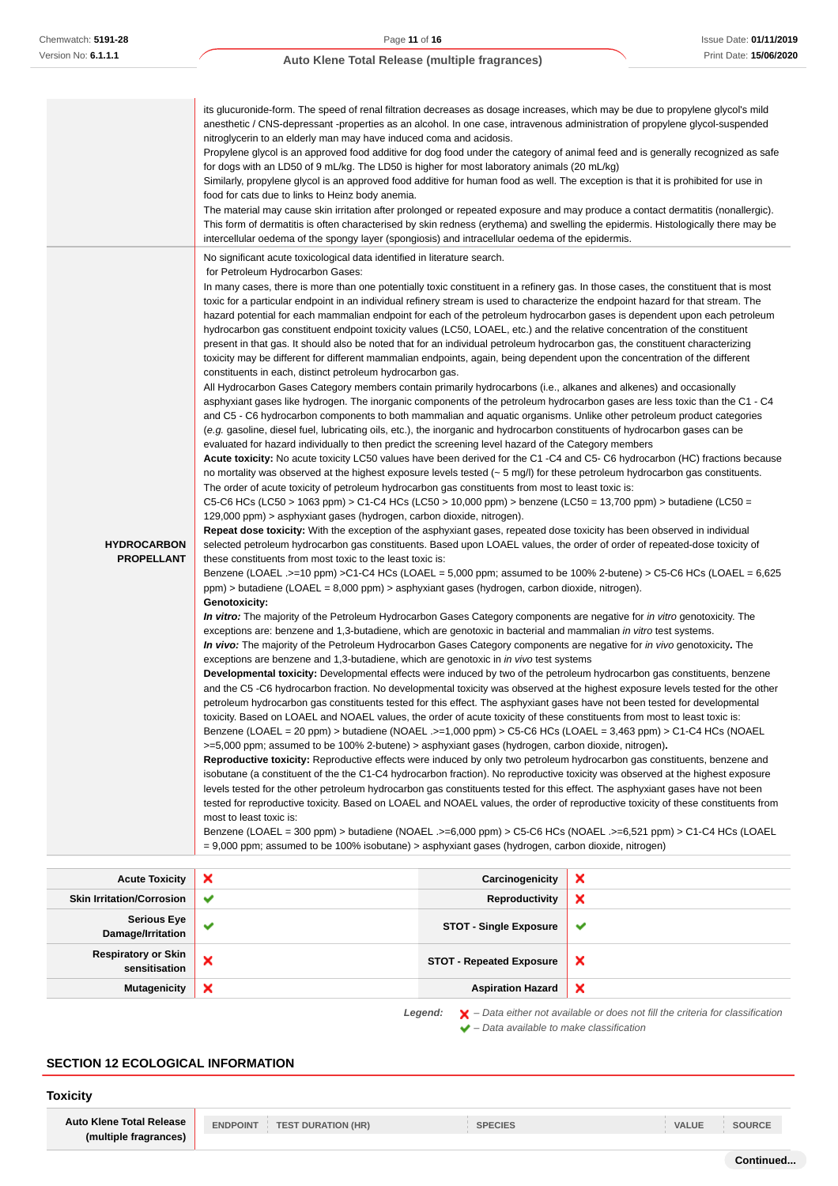| | |
|---|---|
| | its glucuronide-form. The speed of renal filtration decreases as dosage increases, which may be due to propylene glycol's mild anesthetic / CNS-depressant -properties as an alcohol. In one case, intravenous administration of propylene glycol-suspended nitroglycerin to an elderly man may have induced coma and acidosis.<br>Propylene glycol is an approved food additive for dog food under the category of animal feed and is generally recognized as safe for dogs with an LD50 of 9 mL/kg. The LD50 is higher for most laboratory animals (20 mL/kg)<br>Similarly, propylene glycol is an approved food additive for human food as well. The exception is that it is prohibited for use in food for cats due to links to Heinz body anemia.<br>The material may cause skin irritation after prolonged or repeated exposure and may produce a contact dermatitis (nonallergic). This form of dermatitis is often characterised by skin redness (erythema) and swelling the epidermis. Histologically there may be intercellular oedema of the spongy layer (spongiosis) and intracellular oedema of the epidermis. |
| **HYDROCARBON PROPELLANT** | No significant acute toxicological data identified in literature search.<br>for Petroleum Hydrocarbon Gases:<br>In many cases, there is more than one potentially toxic constituent in a refinery gas. In those cases, the constituent that is most toxic for a particular endpoint in an individual refinery stream is used to characterize the endpoint hazard for that stream. The hazard potential for each mammalian endpoint for each of the petroleum hydrocarbon gases is dependent upon each petroleum hydrocarbon gas constituent endpoint toxicity values (LC50, LOAEL, etc.) and the relative concentration of the constituent present in that gas. It should also be noted that for an individual petroleum hydrocarbon gas, the constituent characterizing toxicity may be different for different mammalian endpoints, again, being dependent upon the concentration of the different constituents in each, distinct petroleum hydrocarbon gas.<br>All Hydrocarbon Gases Category members contain primarily hydrocarbons (i.e., alkanes and alkenes) and occasionally asphyxiant gases like hydrogen. The inorganic components of the petroleum hydrocarbon gases are less toxic than the C1 - C4 and C5 - C6 hydrocarbon components to both mammalian and aquatic organisms. Unlike other petroleum product categories (*e.g.* gasoline, diesel fuel, lubricating oils, etc.), the inorganic and hydrocarbon constituents of hydrocarbon gases can be evaluated for hazard individually to then predict the screening level hazard of the Category members<br>**Acute toxicity:** No acute toxicity LC50 values have been derived for the C1 -C4 and C5- C6 hydrocarbon (HC) fractions because no mortality was observed at the highest exposure levels tested (~ 5 mg/l) for these petroleum hydrocarbon gas constituents.<br>The order of acute toxicity of petroleum hydrocarbon gas constituents from most to least toxic is:<br>C5-C6 HCs (LC50 > 1063 ppm) > C1-C4 HCs (LC50 > 10,000 ppm) > benzene (LC50 = 13,700 ppm) > butadiene (LC50 = 129,000 ppm) > asphyxiant gases (hydrogen, carbon dioxide, nitrogen).<br>**Repeat dose toxicity:** With the exception of the asphyxiant gases, repeated dose toxicity has been observed in individual selected petroleum hydrocarbon gas constituents. Based upon LOAEL values, the order of order of repeated-dose toxicity of these constituents from most to least toxic is:<br>Benzene (LOAEL .>=10 ppm) >C1-C4 HCs (LOAEL = 5,000 ppm; assumed to be 100% 2-butene) > C5-C6 HCs (LOAEL = 6,625 ppm) > butadiene (LOAEL = 8,000 ppm) > asphyxiant gases (hydrogen, carbon dioxide, nitrogen).<br>**Genotoxicity:**<br>***In vitro:*** The majority of the Petroleum Hydrocarbon Gases Category components are negative for *in vitro* genotoxicity. The exceptions are: benzene and 1,3-butadiene, which are genotoxic in bacterial and mammalian *in vitro* test systems.<br>***In vivo:*** The majority of the Petroleum Hydrocarbon Gases Category components are negative for *in vivo* genotoxicity**.** The exceptions are benzene and 1,3-butadiene, which are genotoxic in *in vivo* test systems<br>**Developmental toxicity:** Developmental effects were induced by two of the petroleum hydrocarbon gas constituents, benzene and the C5 -C6 hydrocarbon fraction. No developmental toxicity was observed at the highest exposure levels tested for the other petroleum hydrocarbon gas constituents tested for this effect. The asphyxiant gases have not been tested for developmental toxicity. Based on LOAEL and NOAEL values, the order of acute toxicity of these constituents from most to least toxic is:<br>Benzene (LOAEL = 20 ppm) > butadiene (NOAEL .>=1,000 ppm) > C5-C6 HCs (LOAEL = 3,463 ppm) > C1-C4 HCs (NOAEL >=5,000 ppm; assumed to be 100% 2-butene) > asphyxiant gases (hydrogen, carbon dioxide, nitrogen)**.**<br>**Reproductive toxicity:** Reproductive effects were induced by only two petroleum hydrocarbon gas constituents, benzene and isobutane (a constituent of the the C1-C4 hydrocarbon fraction). No reproductive toxicity was observed at the highest exposure levels tested for the other petroleum hydrocarbon gas constituents tested for this effect. The asphyxiant gases have not been tested for reproductive toxicity. Based on LOAEL and NOAEL values, the order of reproductive toxicity of these constituents from most to least toxic is:<br>Benzene (LOAEL = 300 ppm) > butadiene (NOAEL .>=6,000 ppm) > C5-C6 HCs (NOAEL .>=6,521 ppm) > C1-C4 HCs (LOAEL = 9,000 ppm; assumed to be 100% isobutane) > asphyxiant gases (hydrogen, carbon dioxide, nitrogen) |

| | | | |
|---|---|---|---|
| **Acute Toxicity** | ✘ | **Carcinogenicity** | ✘ |
| **Skin Irritation/Corrosion** | ✔ | **Reproductivity** | ✘ |
| **Serious Eye Damage/Irritation** | ✔ | **STOT - Single Exposure** | ✔ |
| **Respiratory or Skin sensitisation** | ✘ | **STOT - Repeated Exposure** | ✘ |
| **Mutagenicity** | ✘ | **Aspiration Hazard** | ✘ |

***Legend:*** ✘ *– Data either not available or does not fill the criteria for classification*
✔ *– Data available to make classification*

## SECTION 12 ECOLOGICAL INFORMATION

### Toxicity

| **Auto Klene Total Release (multiple fragrances)** | ENDPOINT | TEST DURATION (HR) | SPECIES | VALUE | SOURCE |
|---|---|---|---|---|---|

**Continued...**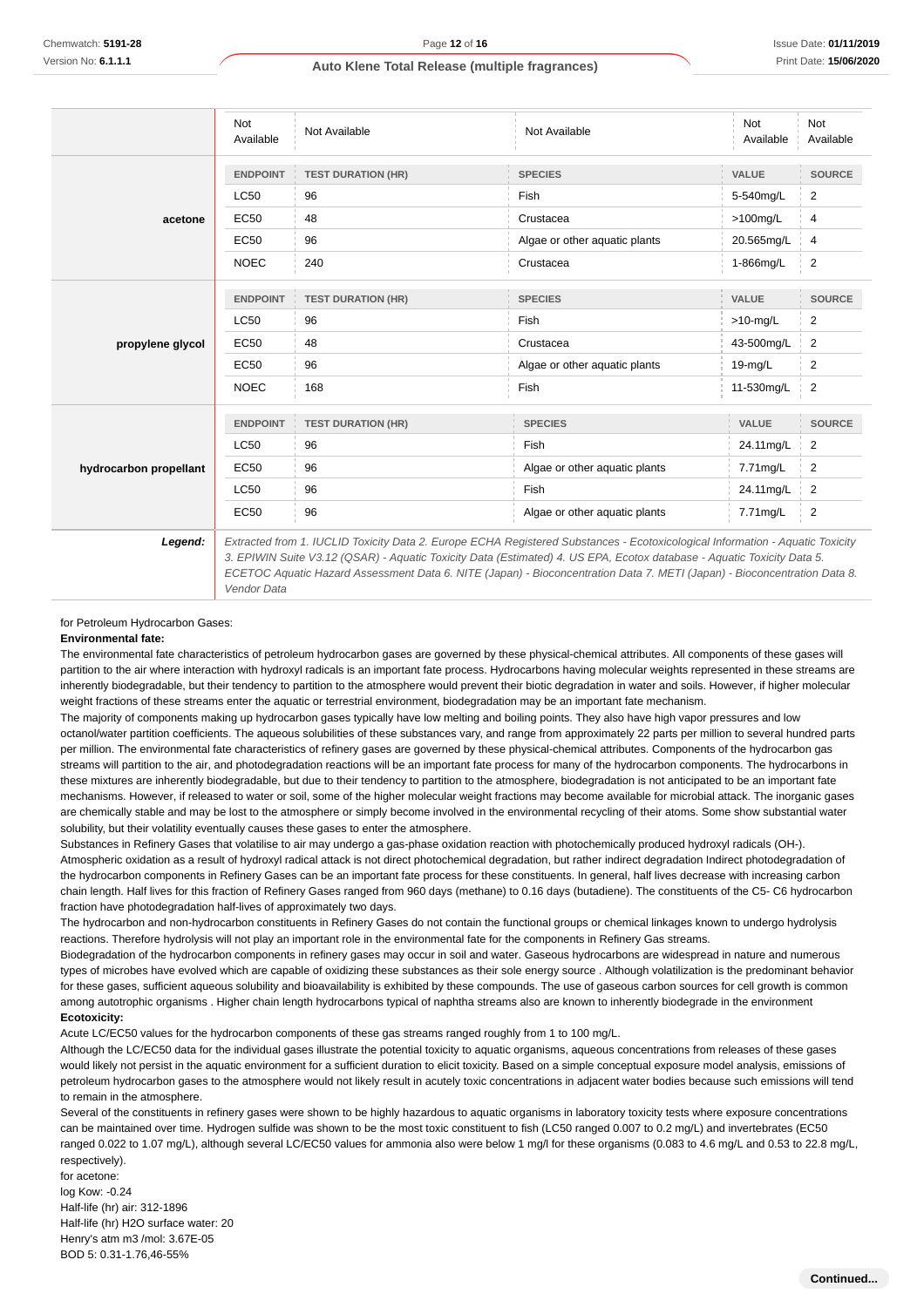| | | | | | |
|---|---|---|---|---|---|
| | Not Available | Not Available | Not Available | Not Available | Not Available |
| **acetone** | **ENDPOINT** | **TEST DURATION (HR)** | **SPECIES** | **VALUE** | **SOURCE** |
| | LC50 | 96 | Fish | 5-540mg/L | 2 |
| | EC50 | 48 | Crustacea | >100mg/L | 4 |
| | EC50 | 96 | Algae or other aquatic plants | 20.565mg/L | 4 |
| | NOEC | 240 | Crustacea | 1-866mg/L | 2 |
| **propylene glycol** | **ENDPOINT** | **TEST DURATION (HR)** | **SPECIES** | **VALUE** | **SOURCE** |
| | LC50 | 96 | Fish | >10-mg/L | 2 |
| | EC50 | 48 | Crustacea | 43-500mg/L | 2 |
| | EC50 | 96 | Algae or other aquatic plants | 19-mg/L | 2 |
| | NOEC | 168 | Fish | 11-530mg/L | 2 |
| **hydrocarbon propellant** | **ENDPOINT** | **TEST DURATION (HR)** | **SPECIES** | **VALUE** | **SOURCE** |
| | LC50 | 96 | Fish | 24.11mg/L | 2 |
| | EC50 | 96 | Algae or other aquatic plants | 7.71mg/L | 2 |
| | LC50 | 96 | Fish | 24.11mg/L | 2 |
| | EC50 | 96 | Algae or other aquatic plants | 7.71mg/L | 2 |
| ***Legend:*** | *Extracted from 1. IUCLID Toxicity Data 2. Europe ECHA Registered Substances - Ecotoxicological Information - Aquatic Toxicity 3. EPIWIN Suite V3.12 (QSAR) - Aquatic Toxicity Data (Estimated) 4. US EPA, Ecotox database - Aquatic Toxicity Data 5. ECETOC Aquatic Hazard Assessment Data 6. NITE (Japan) - Bioconcentration Data 7. METI (Japan) - Bioconcentration Data 8. Vendor Data* | | | | |

for Petroleum Hydrocarbon Gases:

**Environmental fate:**

The environmental fate characteristics of petroleum hydrocarbon gases are governed by these physical-chemical attributes. All components of these gases will partition to the air where interaction with hydroxyl radicals is an important fate process. Hydrocarbons having molecular weights represented in these streams are inherently biodegradable, but their tendency to partition to the atmosphere would prevent their biotic degradation in water and soils. However, if higher molecular weight fractions of these streams enter the aquatic or terrestrial environment, biodegradation may be an important fate mechanism.

The majority of components making up hydrocarbon gases typically have low melting and boiling points. They also have high vapor pressures and low octanol/water partition coefficients. The aqueous solubilities of these substances vary, and range from approximately 22 parts per million to several hundred parts per million. The environmental fate characteristics of refinery gases are governed by these physical-chemical attributes. Components of the hydrocarbon gas streams will partition to the air, and photodegradation reactions will be an important fate process for many of the hydrocarbon components. The hydrocarbons in these mixtures are inherently biodegradable, but due to their tendency to partition to the atmosphere, biodegradation is not anticipated to be an important fate mechanisms. However, if released to water or soil, some of the higher molecular weight fractions may become available for microbial attack. The inorganic gases are chemically stable and may be lost to the atmosphere or simply become involved in the environmental recycling of their atoms. Some show substantial water solubility, but their volatility eventually causes these gases to enter the atmosphere.

Substances in Refinery Gases that volatilise to air may undergo a gas-phase oxidation reaction with photochemically produced hydroxyl radicals (OH-). Atmospheric oxidation as a result of hydroxyl radical attack is not direct photochemical degradation, but rather indirect degradation Indirect photodegradation of the hydrocarbon components in Refinery Gases can be an important fate process for these constituents. In general, half lives decrease with increasing carbon chain length. Half lives for this fraction of Refinery Gases ranged from 960 days (methane) to 0.16 days (butadiene). The constituents of the C5- C6 hydrocarbon fraction have photodegradation half-lives of approximately two days.

The hydrocarbon and non-hydrocarbon constituents in Refinery Gases do not contain the functional groups or chemical linkages known to undergo hydrolysis reactions. Therefore hydrolysis will not play an important role in the environmental fate for the components in Refinery Gas streams.

Biodegradation of the hydrocarbon components in refinery gases may occur in soil and water. Gaseous hydrocarbons are widespread in nature and numerous types of microbes have evolved which are capable of oxidizing these substances as their sole energy source . Although volatilization is the predominant behavior for these gases, sufficient aqueous solubility and bioavailability is exhibited by these compounds. The use of gaseous carbon sources for cell growth is common among autotrophic organisms . Higher chain length hydrocarbons typical of naphtha streams also are known to inherently biodegrade in the environment

**Ecotoxicity:**

Acute LC/EC50 values for the hydrocarbon components of these gas streams ranged roughly from 1 to 100 mg/L.

Although the LC/EC50 data for the individual gases illustrate the potential toxicity to aquatic organisms, aqueous concentrations from releases of these gases would likely not persist in the aquatic environment for a sufficient duration to elicit toxicity. Based on a simple conceptual exposure model analysis, emissions of petroleum hydrocarbon gases to the atmosphere would not likely result in acutely toxic concentrations in adjacent water bodies because such emissions will tend to remain in the atmosphere.

Several of the constituents in refinery gases were shown to be highly hazardous to aquatic organisms in laboratory toxicity tests where exposure concentrations can be maintained over time. Hydrogen sulfide was shown to be the most toxic constituent to fish (LC50 ranged 0.007 to 0.2 mg/L) and invertebrates (EC50 ranged 0.022 to 1.07 mg/L), although several LC/EC50 values for ammonia also were below 1 mg/l for these organisms (0.083 to 4.6 mg/L and 0.53 to 22.8 mg/L, respectively).

for acetone:

log Kow: -0.24

Half-life (hr) air: 312-1896

Half-life (hr) H2O surface water: 20

Henry's atm m3 /mol: 3.67E-05

BOD 5: 0.31-1.76,46-55%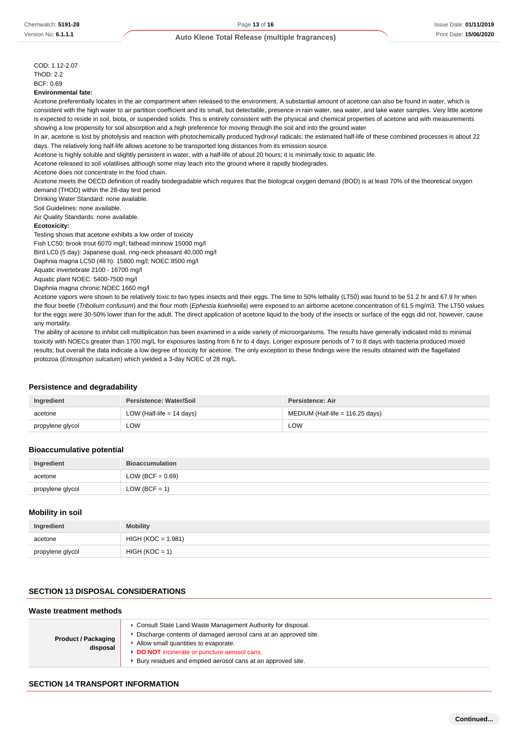COD: 1.12-2.07
ThOD: 2.2
BCF: 0.69

**Environmental fate:**

Acetone preferentially locates in the air compartment when released to the environment. A substantial amount of acetone can also be found in water, which is consistent with the high water to air partition coefficient and its small, but detectable, presence in rain water, sea water, and lake water samples. Very little acetone is expected to reside in soil, biota, or suspended solids. This is entirely consistent with the physical and chemical properties of acetone and with measurements showing a low propensity for soil absorption and a high preference for moving through the soil and into the ground water

In air, acetone is lost by photolysis and reaction with photochemically produced hydroxyl radicals; the estimated half-life of these combined processes is about 22 days. The relatively long half-life allows acetone to be transported long distances from its emission source.

Acetone is highly soluble and slightly persistent in water, with a half-life of about 20 hours; it is minimally toxic to aquatic life.

Acetone released to soil volatilises although some may leach into the ground where it rapidly biodegrades.

Acetone does not concentrate in the food chain.

Acetone meets the OECD definition of readily biodegradable which requires that the biological oxygen demand (BOD) is at least 70% of the theoretical oxygen demand (THOD) within the 28-day test period

Drinking Water Standard: none available.

Soil Guidelines: none available.

Air Quality Standards: none available.

**Ecotoxicity:**

Testing shows that acetone exhibits a low order of toxicity

Fish LC50: brook trout 6070 mg/l; fathead minnow 15000 mg/l

Bird LC0 (5 day): Japanese quail, ring-neck pheasant 40,000 mg/l

Daphnia magna LC50 (48 h): 15800 mg/l; NOEC 8500 mg/l

Aquatic invertebrate 2100 - 16700 mg/l

Aquatic plant NOEC: 5400-7500 mg/l

Daphnia magna chronic NOEC 1660 mg/l

Acetone vapors were shown to be relatively toxic to two types insects and their eggs. The time to 50% lethality (LT50) was found to be 51.2 hr and 67.9 hr when the flour beetle (*Tribolium confusum*) and the flour moth (*Ephestia kuehniella*) were exposed to an airborne acetone concentration of 61.5 mg/m3. The LT50 values for the eggs were 30-50% lower than for the adult. The direct application of acetone liquid to the body of the insects or surface of the eggs did not, however, cause any mortality.

The ability of acetone to inhibit cell multiplication has been examined in a wide variety of microorganisms. The results have generally indicated mild to minimal toxicity with NOECs greater than 1700 mg/L for exposures lasting from 6 hr to 4 days. Longer exposure periods of 7 to 8 days with bacteria produced mixed results; but overall the data indicate a low degree of toxicity for acetone. The only exception to these findings were the results obtained with the flagellated protozoa (*Entosiphon sulcatum*) which yielded a 3-day NOEC of 28 mg/L.

### Persistence and degradability

| Ingredient | Persistence: Water/Soil | Persistence: Air |
|---|---|---|
| acetone | LOW (Half-life = 14 days) | MEDIUM (Half-life = 116.25 days) |
| propylene glycol | LOW | LOW |

### Bioaccumulative potential

| Ingredient | Bioaccumulation |
|---|---|
| acetone | LOW (BCF = 0.69) |
| propylene glycol | LOW (BCF = 1) |

### Mobility in soil

| Ingredient | Mobility |
|---|---|
| acetone | HIGH (KOC = 1.981) |
| propylene glycol | HIGH (KOC = 1) |

## SECTION 13 DISPOSAL CONSIDERATIONS

### Waste treatment methods

| | |
|---|---|
| **Product / Packaging disposal** | ▸ Consult State Land Waste Management Authority for disposal.<br>▸ Discharge contents of damaged aerosol cans at an approved site.<br>▸ Allow small quantities to evaporate.<br>▸ **DO NOT** incinerate or puncture aerosol cans.<br>▸ Bury residues and emptied aerosol cans at an approved site. |

## SECTION 14 TRANSPORT INFORMATION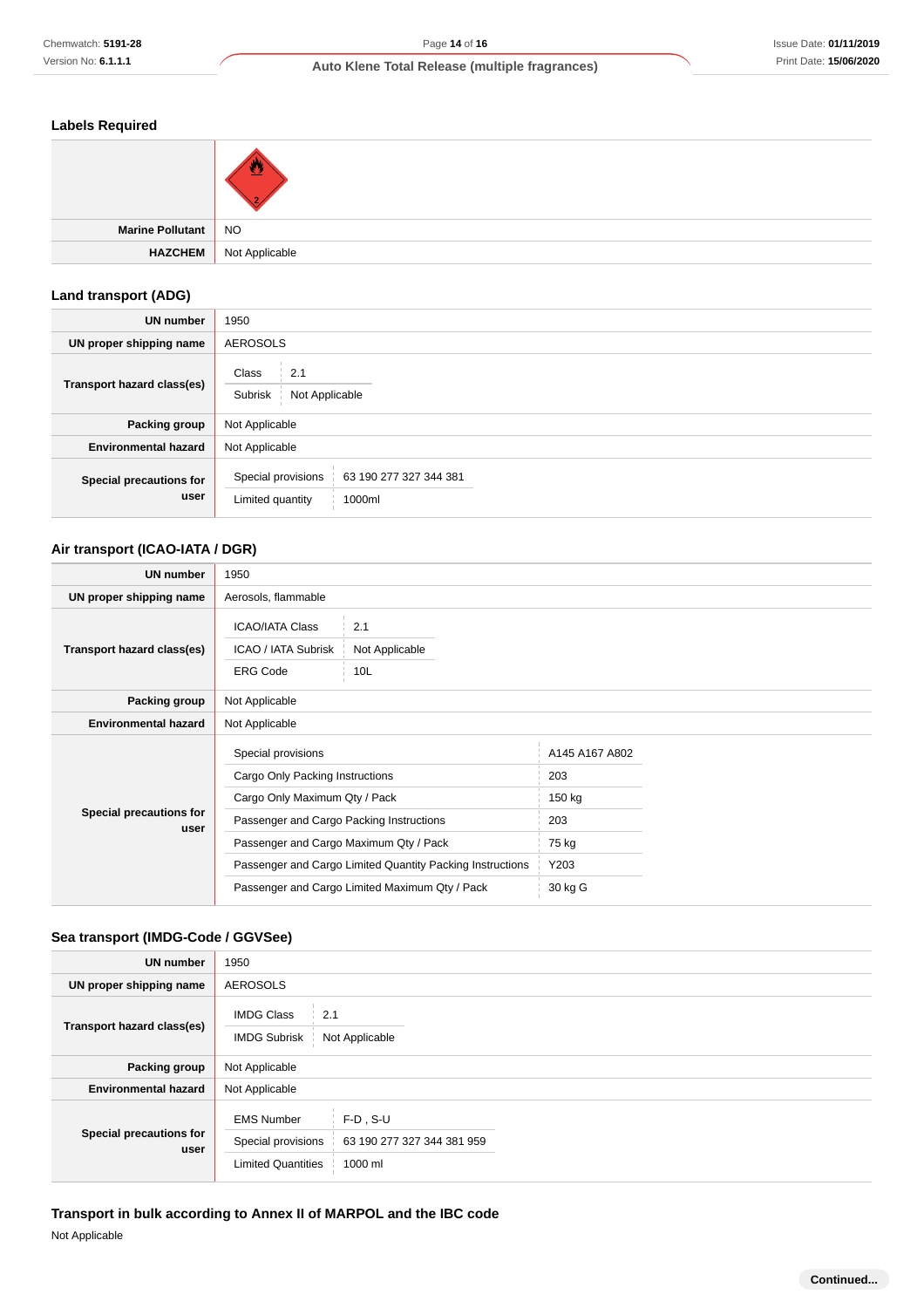### Labels Required

| | |
|---|---|
| | |
| **Marine Pollutant** | NO |
| **HAZCHEM** | Not Applicable |

### Land transport (ADG)

| | |
|---|---|
| **UN number** | 1950 |
| **UN proper shipping name** | AEROSOLS |
| **Transport hazard class(es)** | Class: 2.1<br>Subrisk: Not Applicable |
| **Packing group** | Not Applicable |
| **Environmental hazard** | Not Applicable |
| **Special precautions for user** | Special provisions: 63 190 277 327 344 381<br>Limited quantity: 1000ml |

### Air transport (ICAO-IATA / DGR)

| | |
|---|---|
| **UN number** | 1950 |
| **UN proper shipping name** | Aerosols, flammable |
| **Transport hazard class(es)** | ICAO/IATA Class: 2.1<br>ICAO / IATA Subrisk: Not Applicable<br>ERG Code: 10L |
| **Packing group** | Not Applicable |
| **Environmental hazard** | Not Applicable |
| **Special precautions for user** | Special provisions: A145 A167 A802<br>Cargo Only Packing Instructions: 203<br>Cargo Only Maximum Qty / Pack: 150 kg<br>Passenger and Cargo Packing Instructions: 203<br>Passenger and Cargo Maximum Qty / Pack: 75 kg<br>Passenger and Cargo Limited Quantity Packing Instructions: Y203<br>Passenger and Cargo Limited Maximum Qty / Pack: 30 kg G |

### Sea transport (IMDG-Code / GGVSee)

| | |
|---|---|
| **UN number** | 1950 |
| **UN proper shipping name** | AEROSOLS |
| **Transport hazard class(es)** | IMDG Class: 2.1<br>IMDG Subrisk: Not Applicable |
| **Packing group** | Not Applicable |
| **Environmental hazard** | Not Applicable |
| **Special precautions for user** | EMS Number: F-D , S-U<br>Special provisions: 63 190 277 327 344 381 959<br>Limited Quantities: 1000 ml |

### Transport in bulk according to Annex II of MARPOL and the IBC code

Not Applicable

Continued...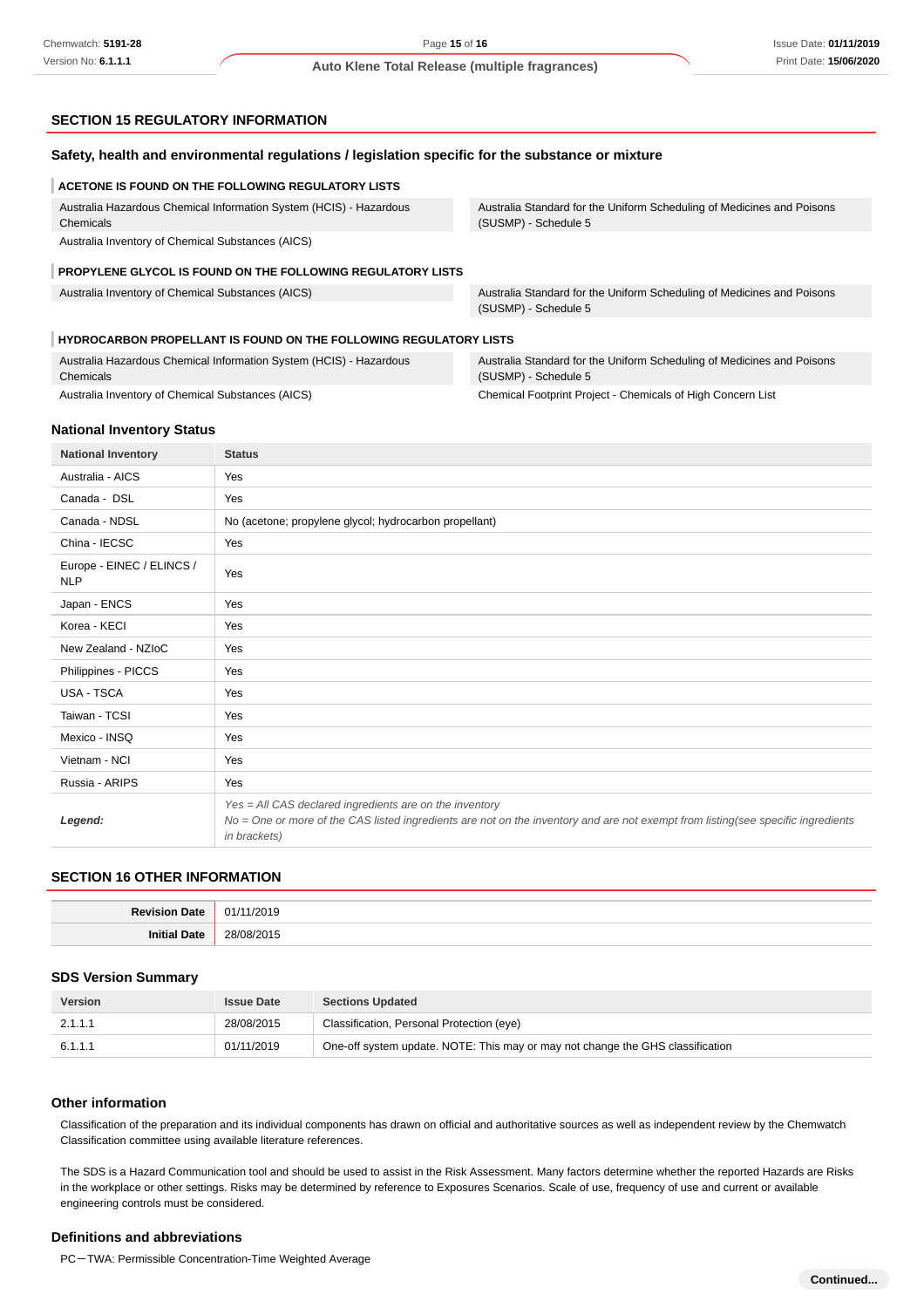## SECTION 15 REGULATORY INFORMATION

### Safety, health and environmental regulations / legislation specific for the substance or mixture

**ACETONE IS FOUND ON THE FOLLOWING REGULATORY LISTS**

| | |
|---|---|
| Australia Hazardous Chemical Information System (HCIS) - Hazardous Chemicals | Australia Standard for the Uniform Scheduling of Medicines and Poisons (SUSMP) - Schedule 5 |
| Australia Inventory of Chemical Substances (AICS) | |

**PROPYLENE GLYCOL IS FOUND ON THE FOLLOWING REGULATORY LISTS**

| | |
|---|---|
| Australia Inventory of Chemical Substances (AICS) | Australia Standard for the Uniform Scheduling of Medicines and Poisons (SUSMP) - Schedule 5 |

**HYDROCARBON PROPELLANT IS FOUND ON THE FOLLOWING REGULATORY LISTS**

| | |
|---|---|
| Australia Hazardous Chemical Information System (HCIS) - Hazardous Chemicals | Australia Standard for the Uniform Scheduling of Medicines and Poisons (SUSMP) - Schedule 5 |
| Australia Inventory of Chemical Substances (AICS) | Chemical Footprint Project - Chemicals of High Concern List |

### National Inventory Status

| National Inventory | Status |
|---|---|
| Australia - AICS | Yes |
| Canada - DSL | Yes |
| Canada - NDSL | No (acetone; propylene glycol; hydrocarbon propellant) |
| China - IECSC | Yes |
| Europe - EINEC / ELINCS / NLP | Yes |
| Japan - ENCS | Yes |
| Korea - KECI | Yes |
| New Zealand - NZIoC | Yes |
| Philippines - PICCS | Yes |
| USA - TSCA | Yes |
| Taiwan - TCSI | Yes |
| Mexico - INSQ | Yes |
| Vietnam - NCI | Yes |
| Russia - ARIPS | Yes |
| ***Legend:*** | *Yes = All CAS declared ingredients are on the inventory*<br>*No = One or more of the CAS listed ingredients are not on the inventory and are not exempt from listing(see specific ingredients in brackets)* |

## SECTION 16 OTHER INFORMATION

| | |
|---|---|
| **Revision Date** | 01/11/2019 |
| **Initial Date** | 28/08/2015 |

### SDS Version Summary

| Version | Issue Date | Sections Updated |
|---|---|---|
| 2.1.1.1 | 28/08/2015 | Classification, Personal Protection (eye) |
| 6.1.1.1 | 01/11/2019 | One-off system update. NOTE: This may or may not change the GHS classification |

### Other information

Classification of the preparation and its individual components has drawn on official and authoritative sources as well as independent review by the Chemwatch Classification committee using available literature references.

The SDS is a Hazard Communication tool and should be used to assist in the Risk Assessment. Many factors determine whether the reported Hazards are Risks in the workplace or other settings. Risks may be determined by reference to Exposures Scenarios. Scale of use, frequency of use and current or available engineering controls must be considered.

### Definitions and abbreviations

PC－TWA: Permissible Concentration-Time Weighted Average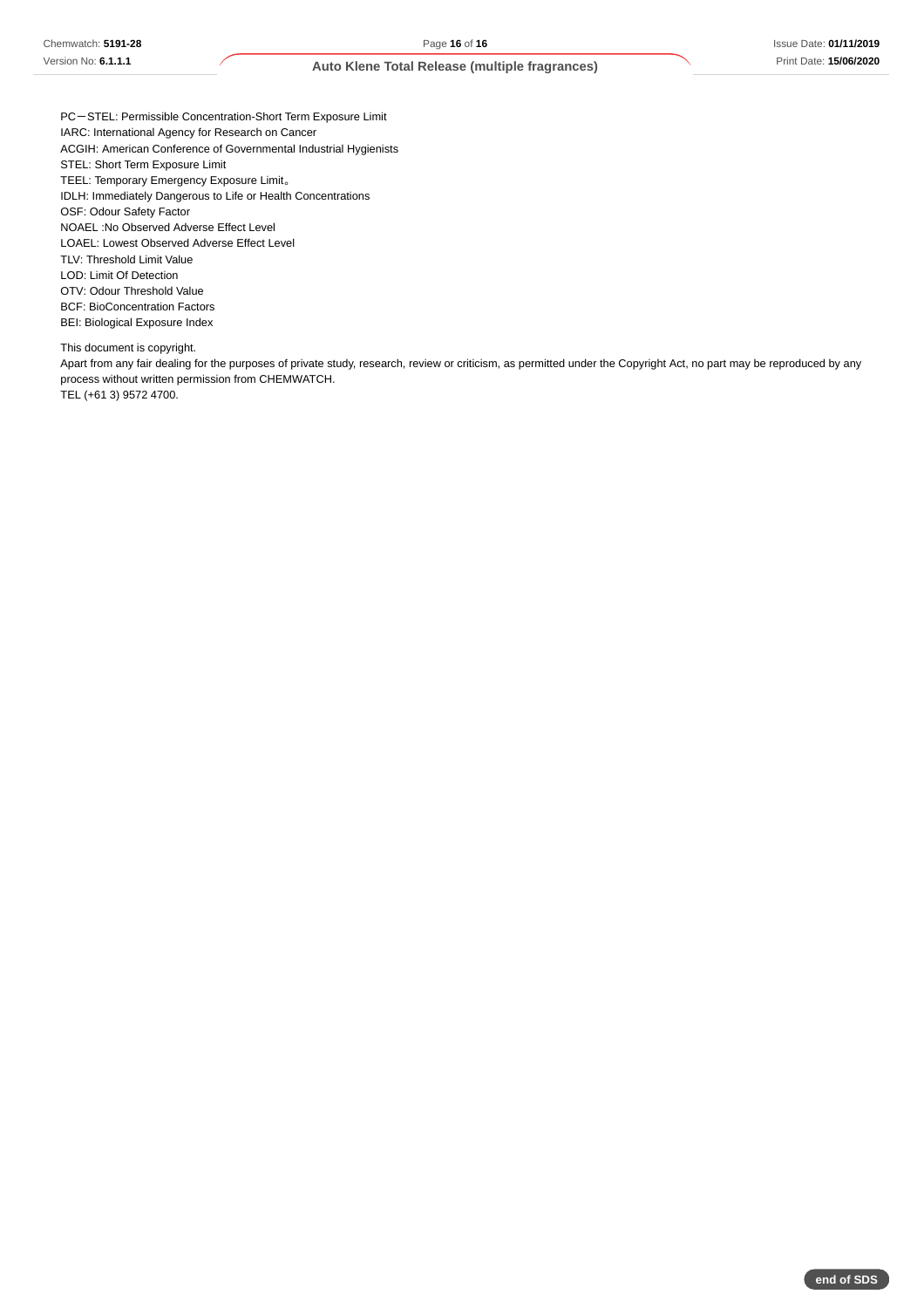PC－STEL: Permissible Concentration-Short Term Exposure Limit
IARC: International Agency for Research on Cancer
ACGIH: American Conference of Governmental Industrial Hygienists
STEL: Short Term Exposure Limit
TEEL: Temporary Emergency Exposure Limit。
IDLH: Immediately Dangerous to Life or Health Concentrations
OSF: Odour Safety Factor
NOAEL :No Observed Adverse Effect Level
LOAEL: Lowest Observed Adverse Effect Level
TLV: Threshold Limit Value
LOD: Limit Of Detection
OTV: Odour Threshold Value
BCF: BioConcentration Factors
BEI: Biological Exposure Index

This document is copyright.
Apart from any fair dealing for the purposes of private study, research, review or criticism, as permitted under the Copyright Act, no part may be reproduced by any process without written permission from CHEMWATCH.
TEL (+61 3) 9572 4700.

**end of SDS**